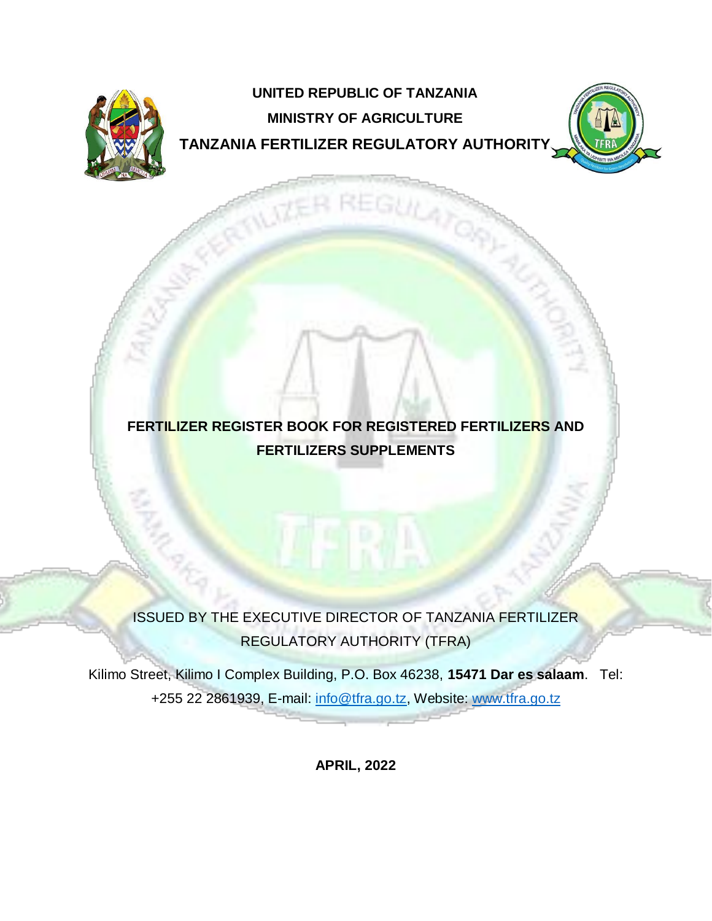**UNITED REPUBLIC OF TANZANIA**

**MINISTRY OF AGRICULTURE**

**TANZANIA FERTILIZER REGULATORY AUTHORITY**

# FERTILIZER REGISTER BOOK FOR REGISTERED FERTILIZERS AND FERTILIZERS SUPPLEMENTS

ISSUED BY THE EXECUTIVE DIRECTOR OF TANZANIA FERTILIZER REGULATORY AUTHORITY (TFRA)

Kilimo Street, Kilimo I Complex Building, P.O. Box 46238, **15471 Dar es salaam**. Tel: +255 22 2861939, E-mail: info@tfra.go.tz, Website: www.tfra.go.tz

**APRIL, 2022**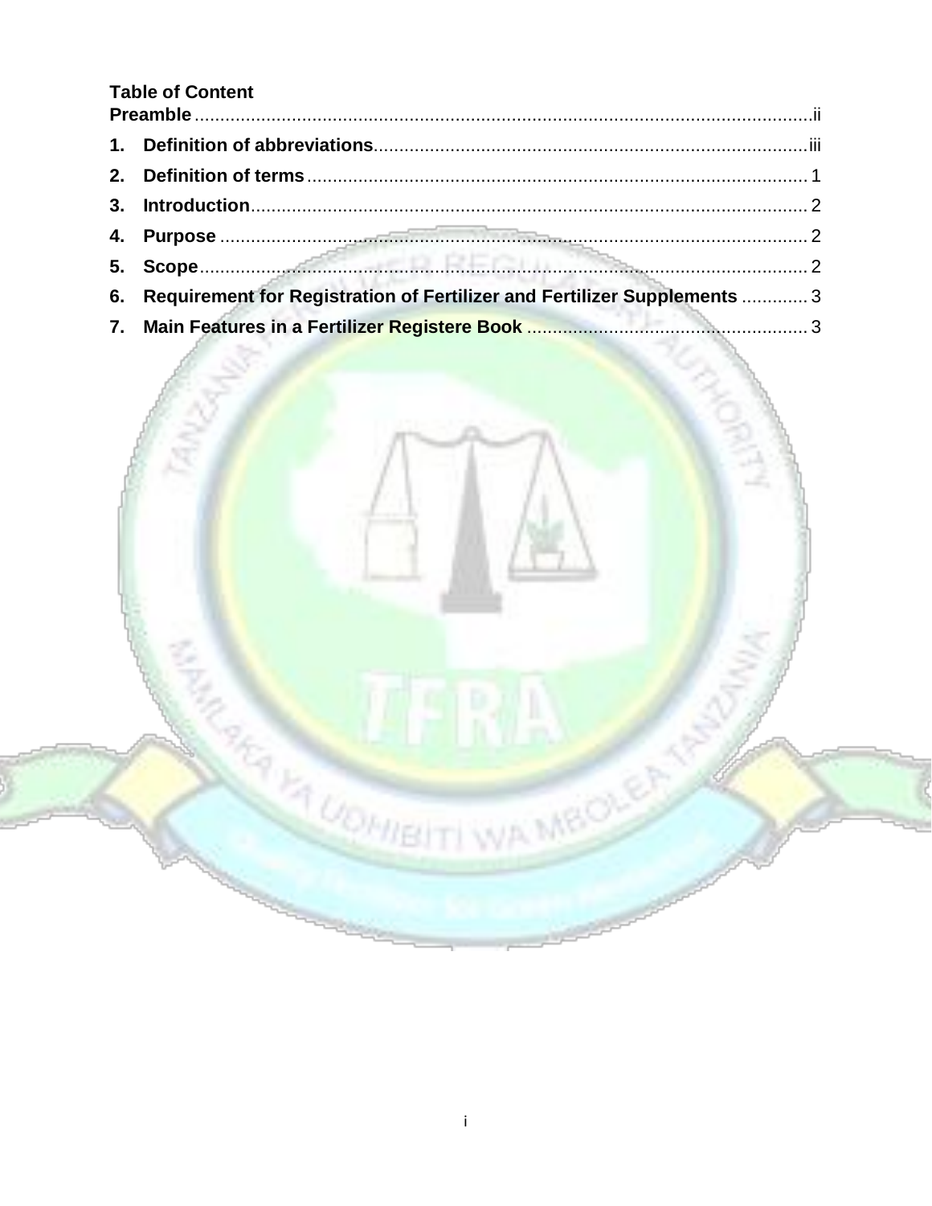## Table of Content

**Preamble** ........................................................................................................ ii

1. **Definition of abbreviations** ..................................................................... iii
2. **Definition of terms** .................................................................................. 1
3. **Introduction** ............................................................................................ 2
4. **Purpose** .................................................................................................. 2
5. **Scope** ..................................................................................................... 2
6. **Requirement for Registration of Fertilizer and Fertilizer Supplements** ............. 3
7. **Main Features in a Fertilizer Registere Book** ................................................. 3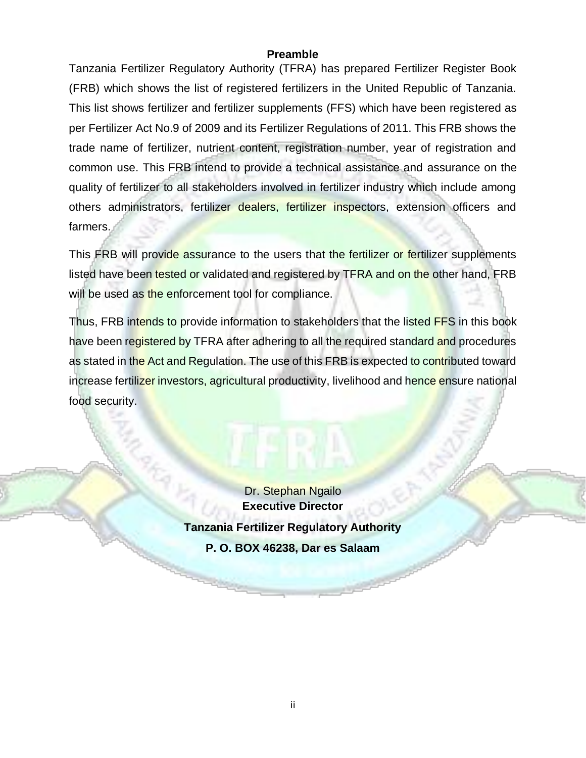## Preamble

Tanzania Fertilizer Regulatory Authority (TFRA) has prepared Fertilizer Register Book (FRB) which shows the list of registered fertilizers in the United Republic of Tanzania. This list shows fertilizer and fertilizer supplements (FFS) which have been registered as per Fertilizer Act No.9 of 2009 and its Fertilizer Regulations of 2011. This FRB shows the trade name of fertilizer, nutrient content, registration number, year of registration and common use. This FRB intend to provide a technical assistance and assurance on the quality of fertilizer to all stakeholders involved in fertilizer industry which include among others administrators, fertilizer dealers, fertilizer inspectors, extension officers and farmers.

This FRB will provide assurance to the users that the fertilizer or fertilizer supplements listed have been tested or validated and registered by TFRA and on the other hand, FRB will be used as the enforcement tool for compliance.

Thus, FRB intends to provide information to stakeholders that the listed FFS in this book have been registered by TFRA after adhering to all the required standard and procedures as stated in the Act and Regulation. The use of this FRB is expected to contributed toward increase fertilizer investors, agricultural productivity, livelihood and hence ensure national food security.

Dr. Stephan Ngailo
**Executive Director**

**Tanzania Fertilizer Regulatory Authority**

**P. O. BOX 46238, Dar es Salaam**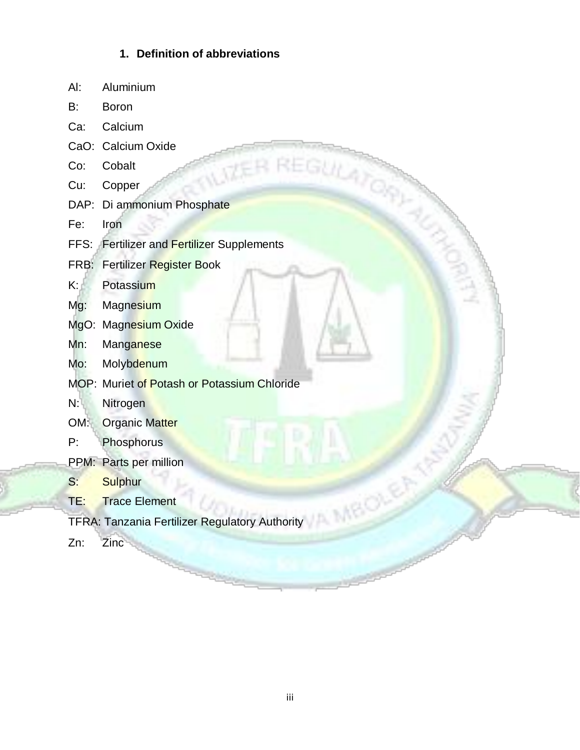## 1. Definition of abbreviations

Al: Aluminium

B: Boron

Ca: Calcium

CaO: Calcium Oxide

Co: Cobalt

Cu: Copper

DAP: Di ammonium Phosphate

Fe: Iron

FFS: Fertilizer and Fertilizer Supplements

FRB: Fertilizer Register Book

K: Potassium

Mg: Magnesium

MgO: Magnesium Oxide

Mn: Manganese

Mo: Molybdenum

MOP: Muriet of Potash or Potassium Chloride

N: Nitrogen

OM: Organic Matter

P: Phosphorus

PPM: Parts per million

S: Sulphur

TE: Trace Element

TFRA: Tanzania Fertilizer Regulatory Authority

Zn: Zinc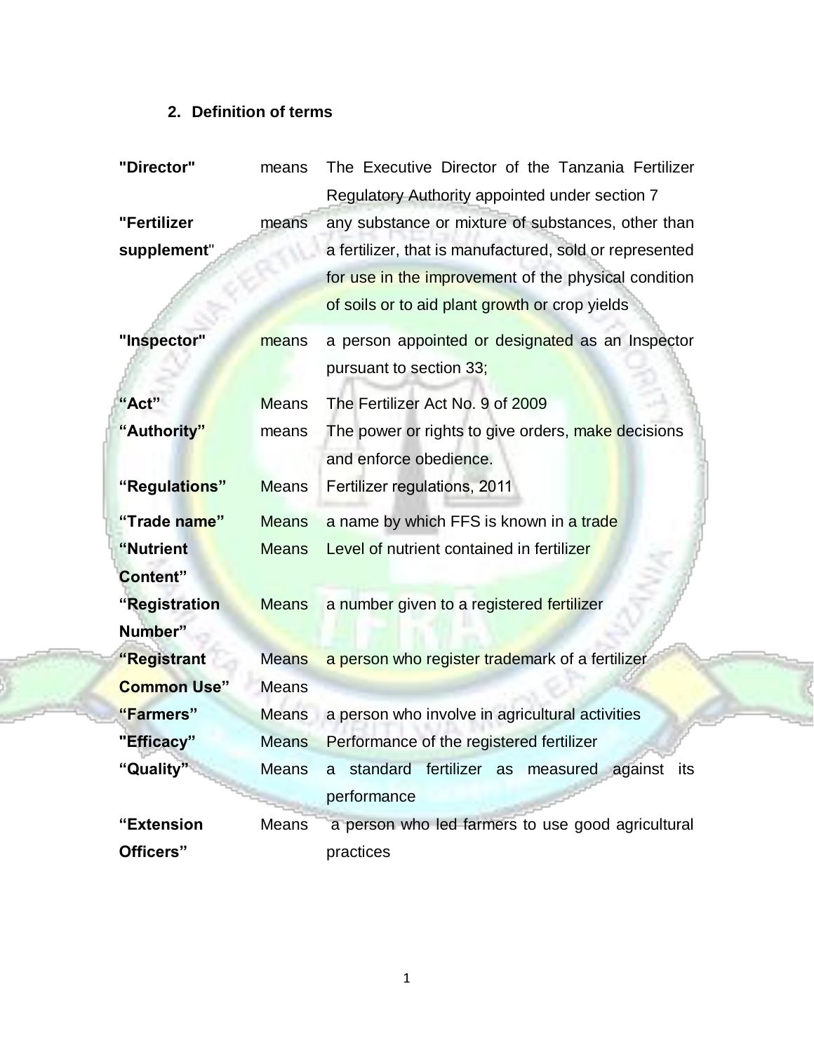## 2. Definition of terms

| | | |
|---|---|---|
| **"Director"** | means | The Executive Director of the Tanzania Fertilizer Regulatory Authority appointed under section 7 |
| **"Fertilizer supplement"** | means | any substance or mixture of substances, other than a fertilizer, that is manufactured, sold or represented for use in the improvement of the physical condition of soils or to aid plant growth or crop yields |
| **"Inspector"** | means | a person appointed or designated as an Inspector pursuant to section 33; |
| **"Act"** | Means | The Fertilizer Act No. 9 of 2009 |
| **"Authority"** | means | The power or rights to give orders, make decisions and enforce obedience. |
| **"Regulations"** | Means | Fertilizer regulations, 2011 |
| **"Trade name"** | Means | a name by which FFS is known in a trade |
| **"Nutrient Content"** | Means | Level of nutrient contained in fertilizer |
| **"Registration Number"** | Means | a number given to a registered fertilizer |
| **"Registrant** | Means | a person who register trademark of a fertilizer |
| **Common Use"** | Means | |
| **"Farmers"** | Means | a person who involve in agricultural activities |
| **"Efficacy"** | Means | Performance of the registered fertilizer |
| **"Quality"** | Means | a standard fertilizer as measured against its performance |
| **"Extension Officers"** | Means | a person who led farmers to use good agricultural practices |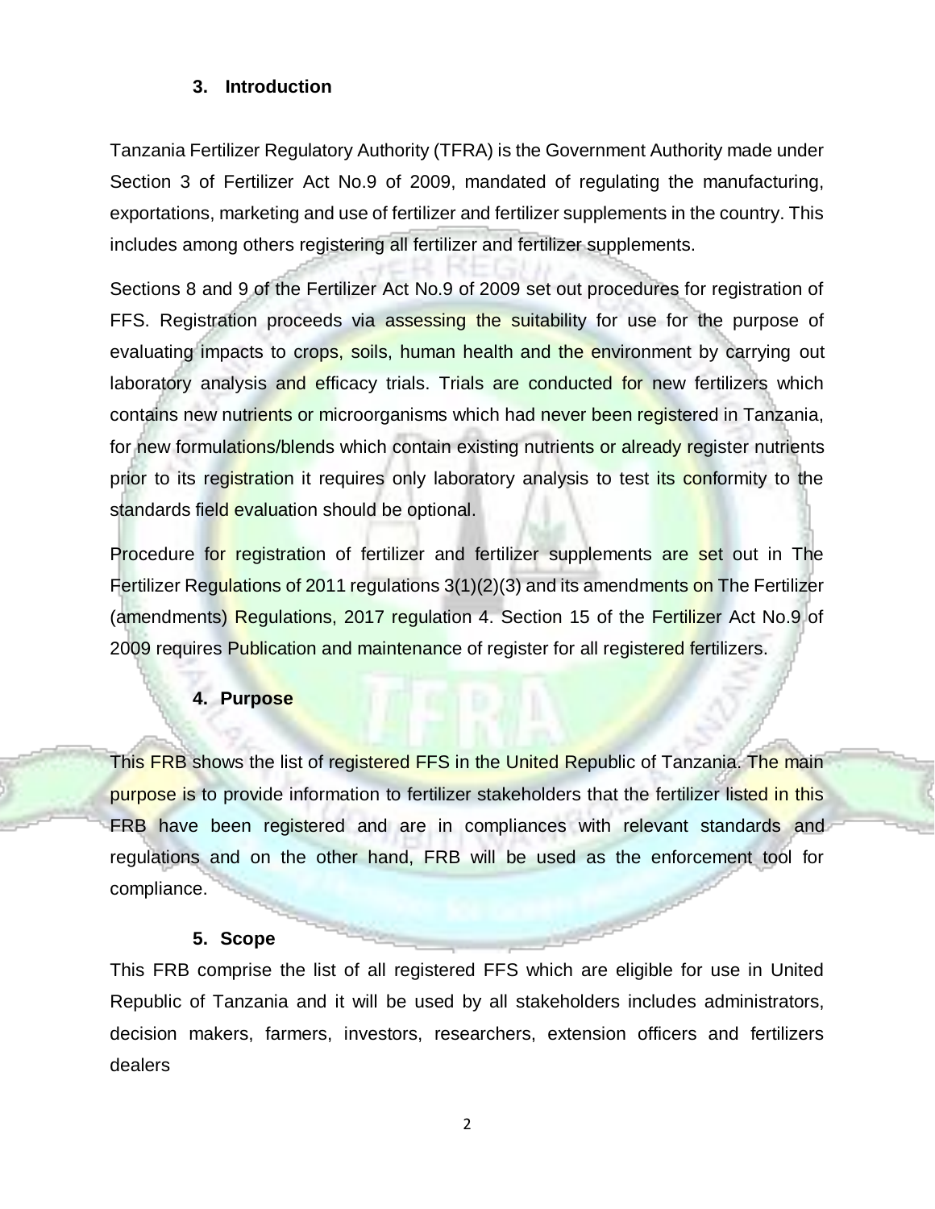## 3. Introduction

Tanzania Fertilizer Regulatory Authority (TFRA) is the Government Authority made under Section 3 of Fertilizer Act No.9 of 2009, mandated of regulating the manufacturing, exportations, marketing and use of fertilizer and fertilizer supplements in the country. This includes among others registering all fertilizer and fertilizer supplements.

Sections 8 and 9 of the Fertilizer Act No.9 of 2009 set out procedures for registration of FFS. Registration proceeds via assessing the suitability for use for the purpose of evaluating impacts to crops, soils, human health and the environment by carrying out laboratory analysis and efficacy trials. Trials are conducted for new fertilizers which contains new nutrients or microorganisms which had never been registered in Tanzania, for new formulations/blends which contain existing nutrients or already register nutrients prior to its registration it requires only laboratory analysis to test its conformity to the standards field evaluation should be optional.

Procedure for registration of fertilizer and fertilizer supplements are set out in The Fertilizer Regulations of 2011 regulations 3(1)(2)(3) and its amendments on The Fertilizer (amendments) Regulations, 2017 regulation 4. Section 15 of the Fertilizer Act No.9 of 2009 requires Publication and maintenance of register for all registered fertilizers.

## 4. Purpose

This FRB shows the list of registered FFS in the United Republic of Tanzania. The main purpose is to provide information to fertilizer stakeholders that the fertilizer listed in this FRB have been registered and are in compliances with relevant standards and regulations and on the other hand, FRB will be used as the enforcement tool for compliance.

## 5. Scope

This FRB comprise the list of all registered FFS which are eligible for use in United Republic of Tanzania and it will be used by all stakeholders includes administrators, decision makers, farmers, investors, researchers, extension officers and fertilizers dealers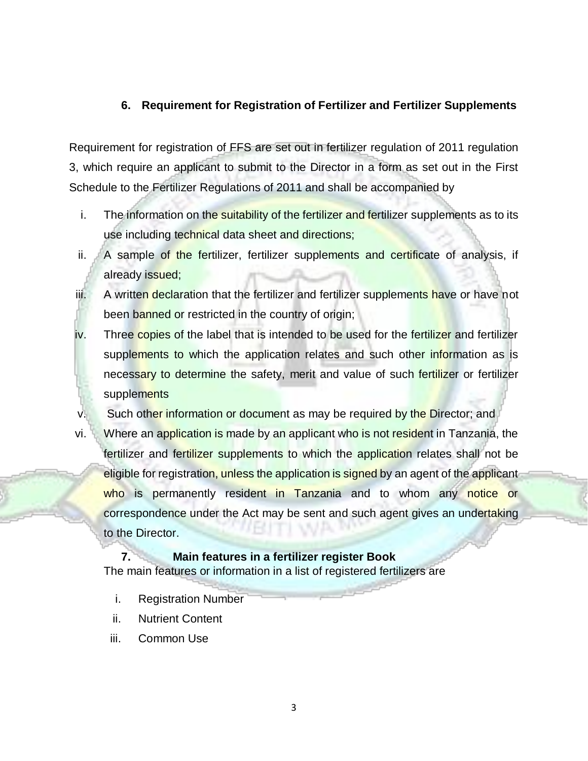## 6. Requirement for Registration of Fertilizer and Fertilizer Supplements

Requirement for registration of FFS are set out in fertilizer regulation of 2011 regulation 3, which require an applicant to submit to the Director in a form as set out in the First Schedule to the Fertilizer Regulations of 2011 and shall be accompanied by

i. The information on the suitability of the fertilizer and fertilizer supplements as to its use including technical data sheet and directions;
ii. A sample of the fertilizer, fertilizer supplements and certificate of analysis, if already issued;
iii. A written declaration that the fertilizer and fertilizer supplements have or have not been banned or restricted in the country of origin;
iv. Three copies of the label that is intended to be used for the fertilizer and fertilizer supplements to which the application relates and such other information as is necessary to determine the safety, merit and value of such fertilizer or fertilizer supplements
v. Such other information or document as may be required by the Director; and
vi. Where an application is made by an applicant who is not resident in Tanzania, the fertilizer and fertilizer supplements to which the application relates shall not be eligible for registration, unless the application is signed by an agent of the applicant who is permanently resident in Tanzania and to whom any notice or correspondence under the Act may be sent and such agent gives an undertaking to the Director.

## 7. Main features in a fertilizer register Book

The main features or information in a list of registered fertilizers are

i. Registration Number
ii. Nutrient Content
iii. Common Use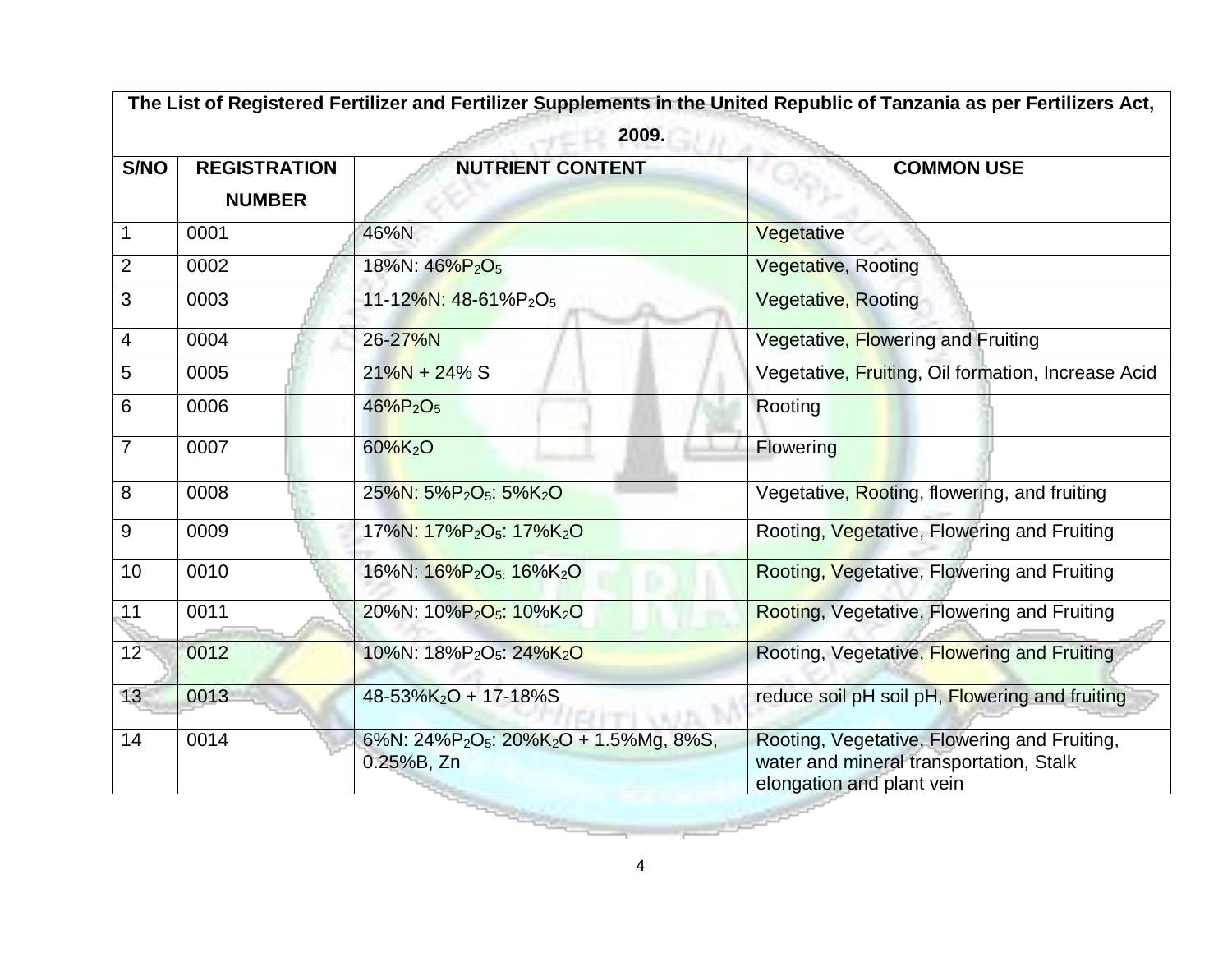| The List of Registered Fertilizer and Fertilizer Supplements in the United Republic of Tanzania as per Fertilizers Act, 2009. | | | |
|---|---|---|---|
| **S/NO** | **REGISTRATION NUMBER** | **NUTRIENT CONTENT** | **COMMON USE** |
| 1 | 0001 | 46%N | Vegetative |
| 2 | 0002 | 18%N: 46%$P_2O_5$ | Vegetative, Rooting |
| 3 | 0003 | 11-12%N: 48-61%$P_2O_5$ | Vegetative, Rooting |
| 4 | 0004 | 26-27%N | Vegetative, Flowering and Fruiting |
| 5 | 0005 | 21%N + 24% S | Vegetative, Fruiting, Oil formation, Increase Acid |
| 6 | 0006 | 46%$P_2O_5$ | Rooting |
| 7 | 0007 | 60%$K_2O$ | Flowering |
| 8 | 0008 | 25%N: 5%$P_2O_5$: 5%$K_2O$ | Vegetative, Rooting, flowering, and fruiting |
| 9 | 0009 | 17%N: 17%$P_2O_5$: 17%$K_2O$ | Rooting, Vegetative, Flowering and Fruiting |
| 10 | 0010 | 16%N: 16%$P_2O_5$: 16%$K_2O$ | Rooting, Vegetative, Flowering and Fruiting |
| 11 | 0011 | 20%N: 10%$P_2O_5$: 10%$K_2O$ | Rooting, Vegetative, Flowering and Fruiting |
| 12 | 0012 | 10%N: 18%$P_2O_5$: 24%$K_2O$ | Rooting, Vegetative, Flowering and Fruiting |
| 13 | 0013 | 48-53%$K_2O$ + 17-18%S | reduce soil pH soil pH, Flowering and fruiting |
| 14 | 0014 | 6%N: 24%$P_2O_5$: 20%$K_2O$ + 1.5%Mg, 8%S, 0.25%B, Zn | Rooting, Vegetative, Flowering and Fruiting, water and mineral transportation, Stalk elongation and plant vein |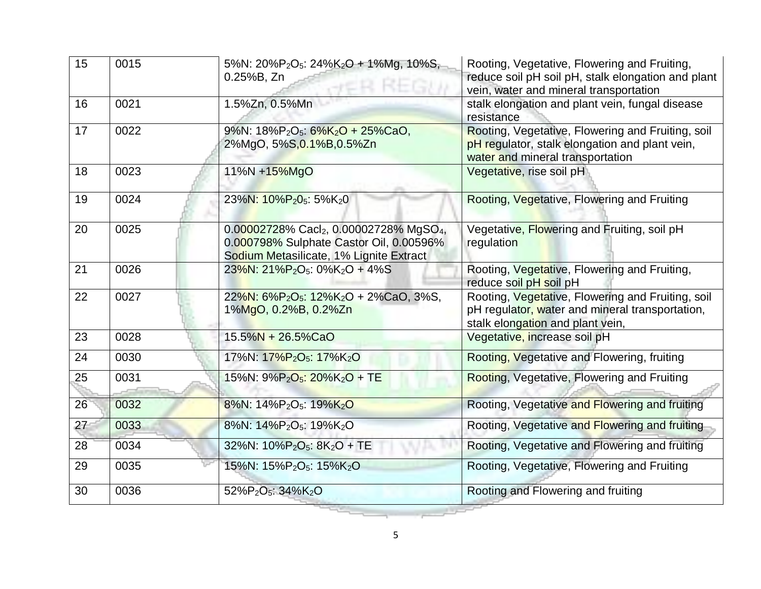| 15 | 0015 | 5%N: 20%$P_2O_5$: 24%$K_2O$ + 1%Mg, 10%S, 0.25%B, Zn | Rooting, Vegetative, Flowering and Fruiting, reduce soil pH soil pH, stalk elongation and plant vein, water and mineral transportation |
|---|---|---|---|
| 16 | 0021 | 1.5%Zn, 0.5%Mn | stalk elongation and plant vein, fungal disease resistance |
| 17 | 0022 | 9%N: 18%$P_2O_5$: 6%$K_2O$ + 25%CaO, 2%MgO, 5%S,0.1%B,0.5%Zn | Rooting, Vegetative, Flowering and Fruiting, soil pH regulator, stalk elongation and plant vein, water and mineral transportation |
| 18 | 0023 | 11%N +15%MgO | Vegetative, rise soil pH |
| 19 | 0024 | 23%N: 10%$P_20_5$: 5%$K_20$ | Rooting, Vegetative, Flowering and Fruiting |
| 20 | 0025 | 0.00002728% $Cacl_2$, 0.00002728% $MgSO_4$, 0.000798% Sulphate Castor Oil, 0.00596% Sodium Metasilicate, 1% Lignite Extract | Vegetative, Flowering and Fruiting, soil pH regulation |
| 21 | 0026 | 23%N: 21%$P_2O_5$: 0%$K_2O$ + 4%S | Rooting, Vegetative, Flowering and Fruiting, reduce soil pH soil pH |
| 22 | 0027 | 22%N: 6%$P_2O_5$: 12%$K_2O$ + 2%CaO, 3%S, 1%MgO, 0.2%B, 0.2%Zn | Rooting, Vegetative, Flowering and Fruiting, soil pH regulator, water and mineral transportation, stalk elongation and plant vein, |
| 23 | 0028 | 15.5%N + 26.5%CaO | Vegetative, increase soil pH |
| 24 | 0030 | 17%N: 17%$P_2O_5$: 17%$K_2O$ | Rooting, Vegetative and Flowering, fruiting |
| 25 | 0031 | 15%N: 9%$P_2O_5$: 20%$K_2O$ + TE | Rooting, Vegetative, Flowering and Fruiting |
| 26 | 0032 | 8%N: 14%$P_2O_5$: 19%$K_2O$ | Rooting, Vegetative and Flowering and fruiting |
| 27 | 0033 | 8%N: 14%$P_2O_5$: 19%$K_2O$ | Rooting, Vegetative and Flowering and fruiting |
| 28 | 0034 | 32%N: 10%$P_2O_5$: 8$K_2O$ + TE | Rooting, Vegetative and Flowering and fruiting |
| 29 | 0035 | 15%N: 15%$P_2O_5$: 15%$K_2O$ | Rooting, Vegetative, Flowering and Fruiting |
| 30 | 0036 | 52%$P_2O_5$: 34%$K_2O$ | Rooting and Flowering and fruiting |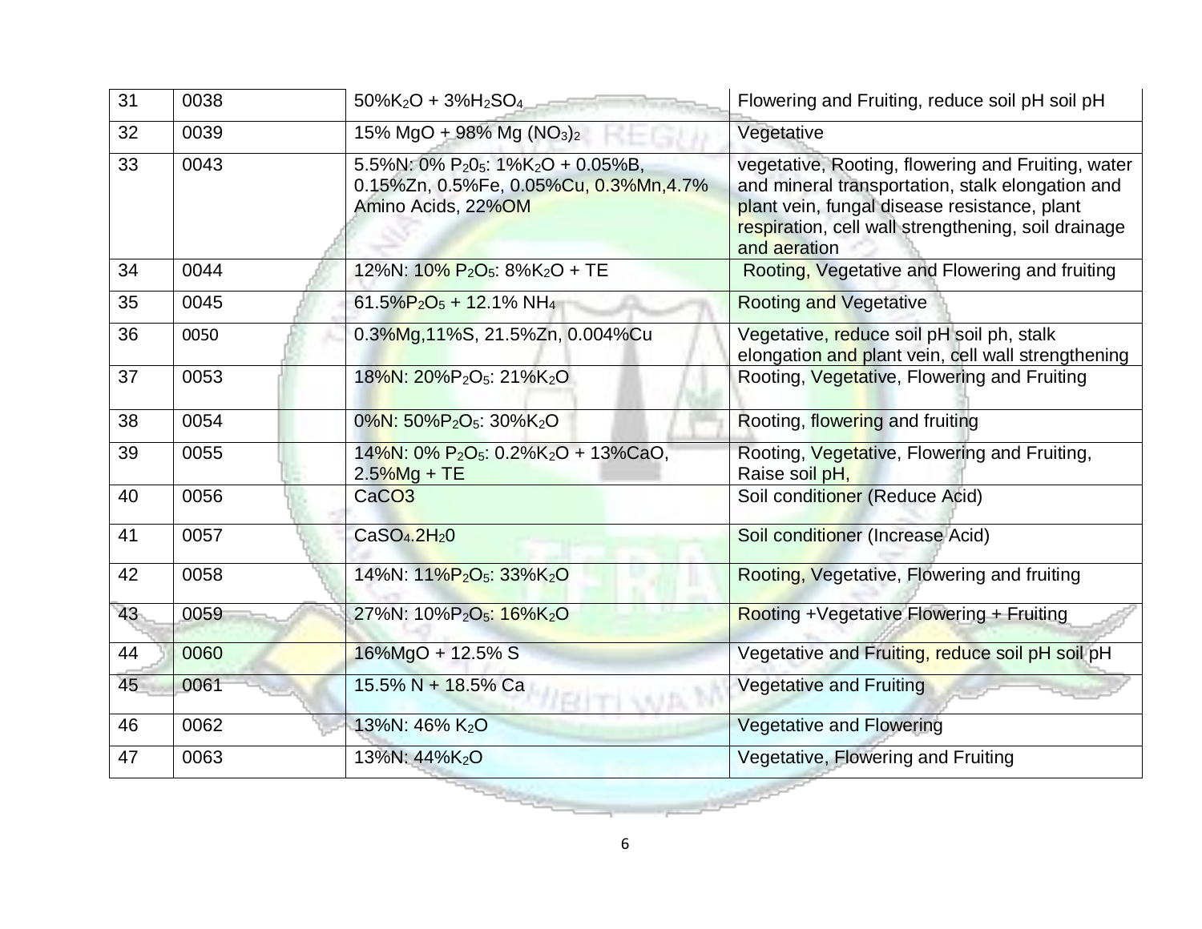| 31 | 0038 | $50\%K_2O + 3\%H_2SO_4$ | Flowering and Fruiting, reduce soil pH soil pH |
|---|---|---|---|
| 32 | 0039 | 15% MgO + 98% Mg $(NO_3)_2$ | Vegetative |
| 33 | 0043 | 5.5%N: 0% $P_2O_5$: 1%$K_2O$ + 0.05%B, 0.15%Zn, 0.5%Fe, 0.05%Cu, 0.3%Mn,4.7% Amino Acids, 22%OM | vegetative, Rooting, flowering and Fruiting, water and mineral transportation, stalk elongation and plant vein, fungal disease resistance, plant respiration, cell wall strengthening, soil drainage and aeration |
| 34 | 0044 | 12%N: 10% $P_2O_5$: 8%$K_2O$ + TE | Rooting, Vegetative and Flowering and fruiting |
| 35 | 0045 | 61.5%$P_2O_5$ + 12.1% $NH_4$ | Rooting and Vegetative |
| 36 | 0050 | 0.3%Mg,11%S, 21.5%Zn, 0.004%Cu | Vegetative, reduce soil pH soil ph, stalk elongation and plant vein, cell wall strengthening |
| 37 | 0053 | 18%N: 20%$P_2O_5$: 21%$K_2O$ | Rooting, Vegetative, Flowering and Fruiting |
| 38 | 0054 | 0%N: 50%$P_2O_5$: 30%$K_2O$ | Rooting, flowering and fruiting |
| 39 | 0055 | 14%N: 0% $P_2O_5$: 0.2%$K_2O$ + 13%CaO, 2.5%Mg + TE | Rooting, Vegetative, Flowering and Fruiting, Raise soil pH, |
| 40 | 0056 | $CaCO_3$ | Soil conditioner (Reduce Acid) |
| 41 | 0057 | $CaSO_4.2H_2O$ | Soil conditioner (Increase Acid) |
| 42 | 0058 | 14%N: 11%$P_2O_5$: 33%$K_2O$ | Rooting, Vegetative, Flowering and fruiting |
| 43 | 0059 | 27%N: 10%$P_2O_5$: 16%$K_2O$ | Rooting +Vegetative Flowering + Fruiting |
| 44 | 0060 | 16%MgO + 12.5% S | Vegetative and Fruiting, reduce soil pH soil pH |
| 45 | 0061 | 15.5% N + 18.5% Ca | Vegetative and Fruiting |
| 46 | 0062 | 13%N: 46% $K_2O$ | Vegetative and Flowering |
| 47 | 0063 | 13%N: 44%$K_2O$ | Vegetative, Flowering and Fruiting |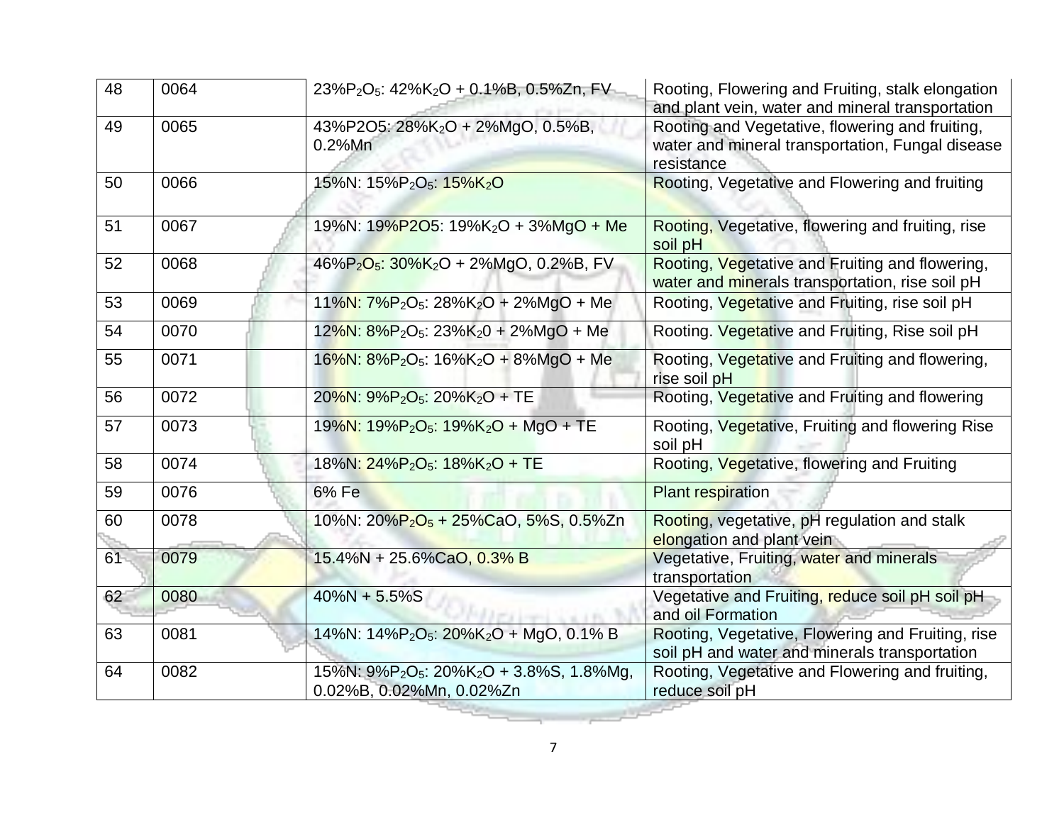| 48 | 0064 | $23\%P_2O_5$: $42\%K_2O$ + 0.1%B, 0.5%Zn, FV | Rooting, Flowering and Fruiting, stalk elongation and plant vein, water and mineral transportation |
|---|---|---|---|
| 49 | 0065 | 43%P2O5: $28\%K_2O$ + 2%MgO, 0.5%B, 0.2%Mn | Rooting and Vegetative, flowering and fruiting, water and mineral transportation, Fungal disease resistance |
| 50 | 0066 | 15%N: $15\%P_2O_5$: $15\%K_2O$ | Rooting, Vegetative and Flowering and fruiting |
| 51 | 0067 | 19%N: 19%P2O5: $19\%K_2O$ + 3%MgO + Me | Rooting, Vegetative, flowering and fruiting, rise soil pH |
| 52 | 0068 | $46\%P_2O_5$: $30\%K_2O$ + 2%MgO, 0.2%B, FV | Rooting, Vegetative and Fruiting and flowering, water and minerals transportation, rise soil pH |
| 53 | 0069 | 11%N: $7\%P_2O_5$: $28\%K_2O$ + 2%MgO + Me | Rooting, Vegetative and Fruiting, rise soil pH |
| 54 | 0070 | 12%N: $8\%P_2O_5$: $23\%K_20$ + 2%MgO + Me | Rooting. Vegetative and Fruiting, Rise soil pH |
| 55 | 0071 | 16%N: $8\%P_2O_5$: $16\%K_2O$ + 8%MgO + Me | Rooting, Vegetative and Fruiting and flowering, rise soil pH |
| 56 | 0072 | 20%N: $9\%P_2O_5$: $20\%K_2O$ + TE | Rooting, Vegetative and Fruiting and flowering |
| 57 | 0073 | 19%N: $19\%P_2O_5$: $19\%K_2O$ + MgO + TE | Rooting, Vegetative, Fruiting and flowering Rise soil pH |
| 58 | 0074 | 18%N: $24\%P_2O_5$: $18\%K_2O$ + TE | Rooting, Vegetative, flowering and Fruiting |
| 59 | 0076 | 6% Fe | Plant respiration |
| 60 | 0078 | 10%N: $20\%P_2O_5$ + 25%CaO, 5%S, 0.5%Zn | Rooting, vegetative, pH regulation and stalk elongation and plant vein |
| 61 | 0079 | 15.4%N + 25.6%CaO, 0.3% B | Vegetative, Fruiting, water and minerals transportation |
| 62 | 0080 | 40%N + 5.5%S | Vegetative and Fruiting, reduce soil pH soil pH and oil Formation |
| 63 | 0081 | 14%N: $14\%P_2O_5$: $20\%K_2O$ + MgO, 0.1% B | Rooting, Vegetative, Flowering and Fruiting, rise soil pH and water and minerals transportation |
| 64 | 0082 | 15%N: $9\%P_2O_5$: $20\%K_2O$ + 3.8%S, 1.8%Mg, 0.02%B, 0.02%Mn, 0.02%Zn | Rooting, Vegetative and Flowering and fruiting, reduce soil pH |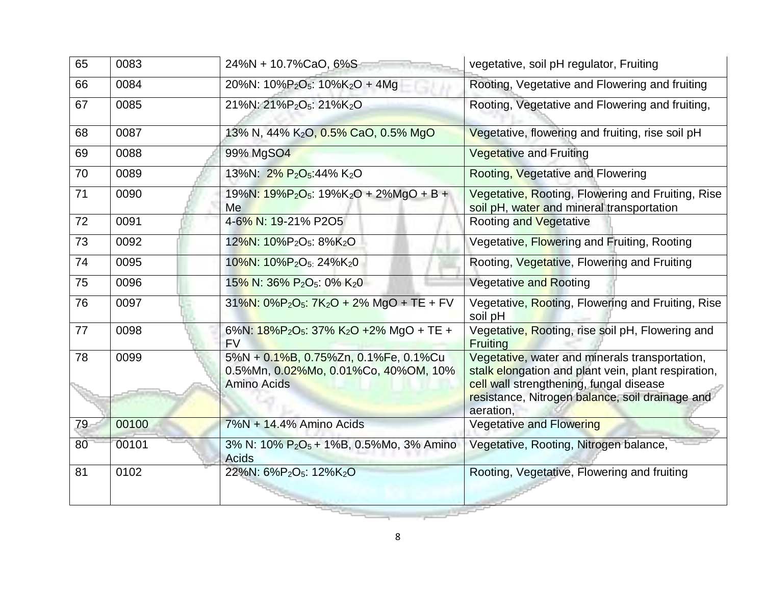| 65 | 0083 | 24%N + 10.7%CaO, 6%S | vegetative, soil pH regulator, Fruiting |
|---|---|---|---|
| 66 | 0084 | 20%N: 10%$P_2O_5$: 10%$K_2O$ + 4Mg | Rooting, Vegetative and Flowering and fruiting |
| 67 | 0085 | 21%N: 21%$P_2O_5$: 21%$K_2O$ | Rooting, Vegetative and Flowering and fruiting, |
| 68 | 0087 | 13% N, 44% $K_2O$, 0.5% CaO, 0.5% MgO | Vegetative, flowering and fruiting, rise soil pH |
| 69 | 0088 | 99% MgSO4 | Vegetative and Fruiting |
| 70 | 0089 | 13%N: 2% $P_2O_5$:44% $K_2O$ | Rooting, Vegetative and Flowering |
| 71 | 0090 | 19%N: 19%$P_2O_5$: 19%$K_2O$ + 2%MgO + B + Me | Vegetative, Rooting, Flowering and Fruiting, Rise soil pH, water and mineral transportation |
| 72 | 0091 | 4-6% N: 19-21% P2O5 | Rooting and Vegetative |
| 73 | 0092 | 12%N: 10%$P_2O_5$: 8%$K_2O$ | Vegetative, Flowering and Fruiting, Rooting |
| 74 | 0095 | 10%N: 10%$P_2O_5$: 24%$K_20$ | Rooting, Vegetative, Flowering and Fruiting |
| 75 | 0096 | 15% N: 36% $P_2O_5$: 0% $K_20$ | Vegetative and Rooting |
| 76 | 0097 | 31%N: 0%$P_2O_5$: 7$K_2O$ + 2% MgO + TE + FV | Vegetative, Rooting, Flowering and Fruiting, Rise soil pH |
| 77 | 0098 | 6%N: 18%$P_2O_5$: 37% $K_2O$ +2% MgO + TE + FV | Vegetative, Rooting, rise soil pH, Flowering and Fruiting |
| 78 | 0099 | 5%N + 0.1%B, 0.75%Zn, 0.1%Fe, 0.1%Cu 0.5%Mn, 0.02%Mo, 0.01%Co, 40%OM, 10% Amino Acids | Vegetative, water and minerals transportation, stalk elongation and plant vein, plant respiration, cell wall strengthening, fungal disease resistance, Nitrogen balance, soil drainage and aeration, |
| 79 | 00100 | 7%N + 14.4% Amino Acids | Vegetative and Flowering |
| 80 | 00101 | 3% N: 10% $P_2O_5$ + 1%B, 0.5%Mo, 3% Amino Acids | Vegetative, Rooting, Nitrogen balance, |
| 81 | 0102 | 22%N: 6%$P_2O_5$: 12%$K_2O$ | Rooting, Vegetative, Flowering and fruiting |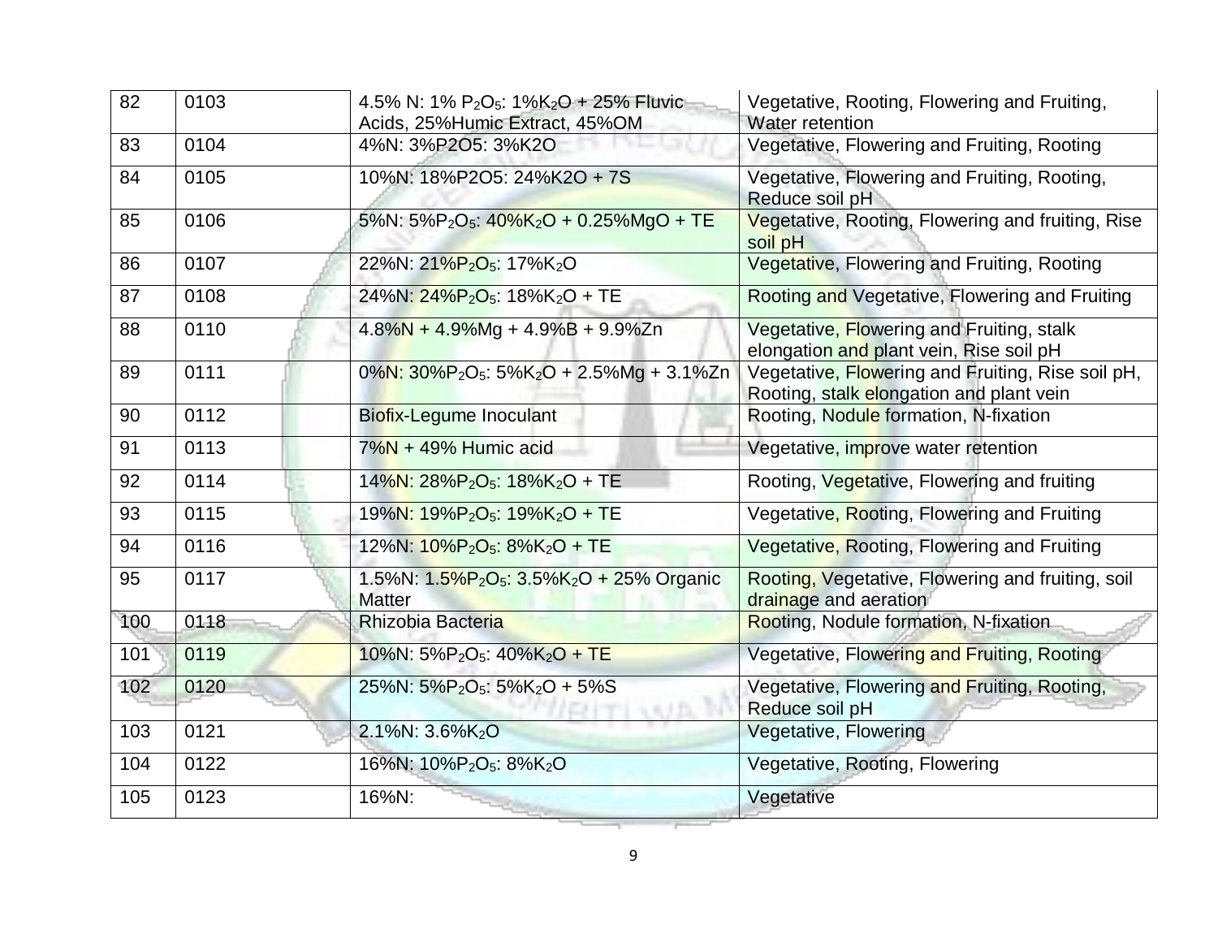| 82 | 0103 | 4.5% N: 1% $P_2O_5$: 1%$K_2O$ + 25% Fluvic Acids, 25%Humic Extract, 45%OM | Vegetative, Rooting, Flowering and Fruiting, Water retention |
|---|---|---|---|
| 83 | 0104 | 4%N: 3%P2O5: 3%K2O | Vegetative, Flowering and Fruiting, Rooting |
| 84 | 0105 | 10%N: 18%P2O5: 24%K2O + 7S | Vegetative, Flowering and Fruiting, Rooting, Reduce soil pH |
| 85 | 0106 | 5%N: 5%$P_2O_5$: 40%$K_2O$ + 0.25%MgO + TE | Vegetative, Rooting, Flowering and fruiting, Rise soil pH |
| 86 | 0107 | 22%N: 21%$P_2O_5$: 17%$K_2O$ | Vegetative, Flowering and Fruiting, Rooting |
| 87 | 0108 | 24%N: 24%$P_2O_5$: 18%$K_2O$ + TE | Rooting and Vegetative, Flowering and Fruiting |
| 88 | 0110 | 4.8%N + 4.9%Mg + 4.9%B + 9.9%Zn | Vegetative, Flowering and Fruiting, stalk elongation and plant vein, Rise soil pH |
| 89 | 0111 | 0%N: 30%$P_2O_5$: 5%$K_2O$ + 2.5%Mg + 3.1%Zn | Vegetative, Flowering and Fruiting, Rise soil pH, Rooting, stalk elongation and plant vein |
| 90 | 0112 | Biofix-Legume Inoculant | Rooting, Nodule formation, N-fixation |
| 91 | 0113 | 7%N + 49% Humic acid | Vegetative, improve water retention |
| 92 | 0114 | 14%N: 28%$P_2O_5$: 18%$K_2O$ + TE | Rooting, Vegetative, Flowering and fruiting |
| 93 | 0115 | 19%N: 19%$P_2O_5$: 19%$K_2O$ + TE | Vegetative, Rooting, Flowering and Fruiting |
| 94 | 0116 | 12%N: 10%$P_2O_5$: 8%$K_2O$ + TE | Vegetative, Rooting, Flowering and Fruiting |
| 95 | 0117 | 1.5%N: 1.5%$P_2O_5$: 3.5%$K_2O$ + 25% Organic Matter | Rooting, Vegetative, Flowering and fruiting, soil drainage and aeration |
| 100 | 0118 | Rhizobia Bacteria | Rooting, Nodule formation, N-fixation |
| 101 | 0119 | 10%N: 5%$P_2O_5$: 40%$K_2O$ + TE | Vegetative, Flowering and Fruiting, Rooting |
| 102 | 0120 | 25%N: 5%$P_2O_5$: 5%$K_2O$ + 5%S | Vegetative, Flowering and Fruiting, Rooting, Reduce soil pH |
| 103 | 0121 | 2.1%N: 3.6%$K_2O$ | Vegetative, Flowering |
| 104 | 0122 | 16%N: 10%$P_2O_5$: 8%$K_2O$ | Vegetative, Rooting, Flowering |
| 105 | 0123 | 16%N: | Vegetative |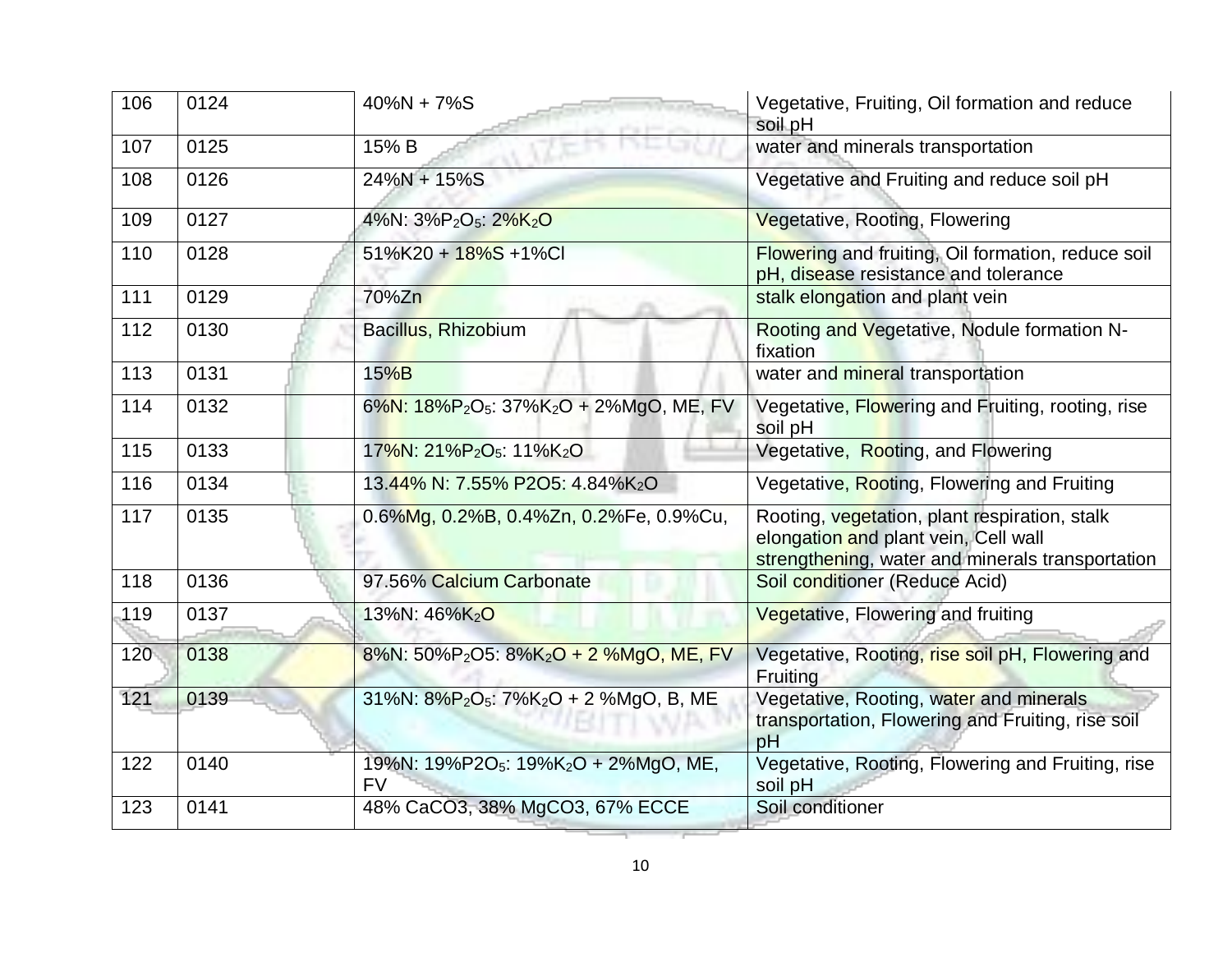| 106 | 0124 | 40%N + 7%S | Vegetative, Fruiting, Oil formation and reduce soil pH |
|---|---|---|---|
| 107 | 0125 | 15% B | water and minerals transportation |
| 108 | 0126 | 24%N + 15%S | Vegetative and Fruiting and reduce soil pH |
| 109 | 0127 | 4%N: 3%$P_2O_5$: 2%$K_2O$ | Vegetative, Rooting, Flowering |
| 110 | 0128 | 51%K20 + 18%S +1%Cl | Flowering and fruiting, Oil formation, reduce soil pH, disease resistance and tolerance |
| 111 | 0129 | 70%Zn | stalk elongation and plant vein |
| 112 | 0130 | Bacillus, Rhizobium | Rooting and Vegetative, Nodule formation N-fixation |
| 113 | 0131 | 15%B | water and mineral transportation |
| 114 | 0132 | 6%N: 18%$P_2O_5$: 37%$K_2O$ + 2%MgO, ME, FV | Vegetative, Flowering and Fruiting, rooting, rise soil pH |
| 115 | 0133 | 17%N: 21%$P_2O_5$: 11%$K_2O$ | Vegetative, Rooting, and Flowering |
| 116 | 0134 | 13.44% N: 7.55% P2O5: 4.84%$K_2O$ | Vegetative, Rooting, Flowering and Fruiting |
| 117 | 0135 | 0.6%Mg, 0.2%B, 0.4%Zn, 0.2%Fe, 0.9%Cu, | Rooting, vegetation, plant respiration, stalk elongation and plant vein, Cell wall strengthening, water and minerals transportation |
| 118 | 0136 | 97.56% Calcium Carbonate | Soil conditioner (Reduce Acid) |
| 119 | 0137 | 13%N: 46%$K_2O$ | Vegetative, Flowering and fruiting |
| 120 | 0138 | 8%N: 50%$P_2$O5: 8%$K_2O$ + 2 %MgO, ME, FV | Vegetative, Rooting, rise soil pH, Flowering and Fruiting |
| 121 | 0139 | 31%N: 8%$P_2O_5$: 7%$K_2O$ + 2 %MgO, B, ME | Vegetative, Rooting, water and minerals transportation, Flowering and Fruiting, rise soil pH |
| 122 | 0140 | 19%N: 19%P2$O_5$: 19%$K_2O$ + 2%MgO, ME, FV | Vegetative, Rooting, Flowering and Fruiting, rise soil pH |
| 123 | 0141 | 48% CaCO3, 38% MgCO3, 67% ECCE | Soil conditioner |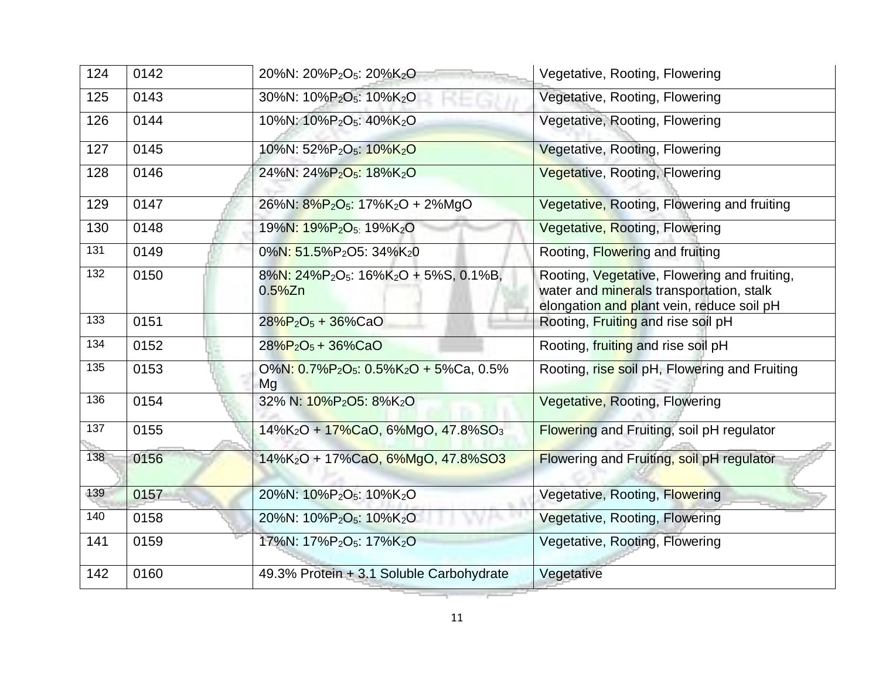| 124 | 0142 | 20%N: 20%$P_2O_5$: 20%$K_2O$ | Vegetative, Rooting, Flowering |
|---|---|---|---|
| 125 | 0143 | 30%N: 10%$P_2O_5$: 10%$K_2O$ | Vegetative, Rooting, Flowering |
| 126 | 0144 | 10%N: 10%$P_2O_5$: 40%$K_2O$ | Vegetative, Rooting, Flowering |
| 127 | 0145 | 10%N: 52%$P_2O_5$: 10%$K_2O$ | Vegetative, Rooting, Flowering |
| 128 | 0146 | 24%N: 24%$P_2O_5$: 18%$K_2O$ | Vegetative, Rooting, Flowering |
| 129 | 0147 | 26%N: 8%$P_2O_5$: 17%$K_2O$ + 2%MgO | Vegetative, Rooting, Flowering and fruiting |
| 130 | 0148 | 19%N: 19%$P_2O_5$: 19%$K_2O$ | Vegetative, Rooting, Flowering |
| 131 | 0149 | 0%N: 51.5%$P_2O5$: 34%$K_20$ | Rooting, Flowering and fruiting |
| 132 | 0150 | 8%N: 24%$P_2O_5$: 16%$K_2O$ + 5%S, 0.1%B, 0.5%Zn | Rooting, Vegetative, Flowering and fruiting, water and minerals transportation, stalk elongation and plant vein, reduce soil pH |
| 133 | 0151 | 28%$P_2O_5$ + 36%CaO | Rooting, Fruiting and rise soil pH |
| 134 | 0152 | 28%$P_2O_5$ + 36%CaO | Rooting, fruiting and rise soil pH |
| 135 | 0153 | O%N: 0.7%$P_2O_5$: 0.5%$K_2O$ + 5%Ca, 0.5% Mg | Rooting, rise soil pH, Flowering and Fruiting |
| 136 | 0154 | 32% N: 10%$P_2O5$: 8%$K_2O$ | Vegetative, Rooting, Flowering |
| 137 | 0155 | 14%$K_2O$ + 17%CaO, 6%MgO, 47.8%$SO_3$ | Flowering and Fruiting, soil pH regulator |
| 138 | 0156 | 14%$K_2O$ + 17%CaO, 6%MgO, 47.8%SO3 | Flowering and Fruiting, soil pH regulator |
| 139 | 0157 | 20%N: 10%$P_2O_5$: 10%$K_2O$ | Vegetative, Rooting, Flowering |
| 140 | 0158 | 20%N: 10%$P_2O_5$: 10%$K_2O$ | Vegetative, Rooting, Flowering |
| 141 | 0159 | 17%N: 17%$P_2O_5$: 17%$K_2O$ | Vegetative, Rooting, Flowering |
| 142 | 0160 | 49.3% Protein + 3.1 Soluble Carbohydrate | Vegetative |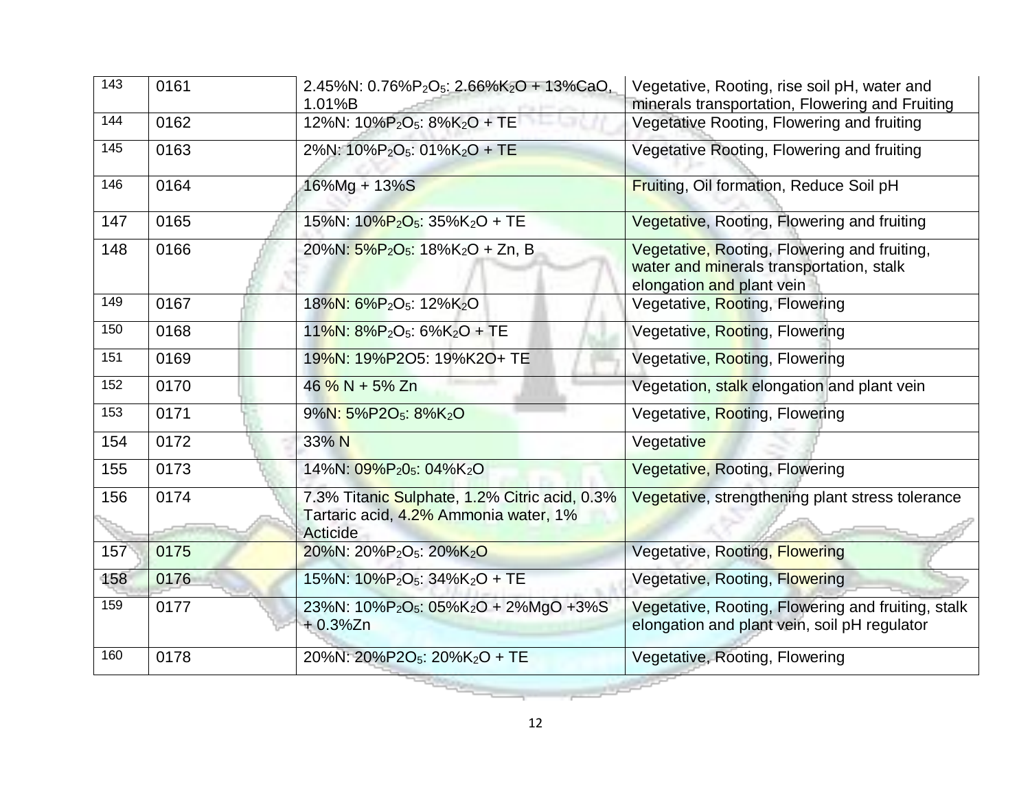| 143 | 0161 | 2.45%N: 0.76%$P_2O_5$: 2.66%$K_2O$ + 13%CaO, 1.01%B | Vegetative, Rooting, rise soil pH, water and minerals transportation, Flowering and Fruiting |
|---|---|---|---|
| 144 | 0162 | 12%N: 10%$P_2O_5$: 8%$K_2O$ + TE | Vegetative Rooting, Flowering and fruiting |
| 145 | 0163 | 2%N: 10%$P_2O_5$: 01%$K_2O$ + TE | Vegetative Rooting, Flowering and fruiting |
| 146 | 0164 | 16%Mg + 13%S | Fruiting, Oil formation, Reduce Soil pH |
| 147 | 0165 | 15%N: 10%$P_2O_5$: 35%$K_2O$ + TE | Vegetative, Rooting, Flowering and fruiting |
| 148 | 0166 | 20%N: 5%$P_2O_5$: 18%$K_2O$ + Zn, B | Vegetative, Rooting, Flowering and fruiting, water and minerals transportation, stalk elongation and plant vein |
| 149 | 0167 | 18%N: 6%$P_2O_5$: 12%$K_2O$ | Vegetative, Rooting, Flowering |
| 150 | 0168 | 11%N: 8%$P_2O_5$: 6%$K_2O$ + TE | Vegetative, Rooting, Flowering |
| 151 | 0169 | 19%N: 19%P2O5: 19%K2O+ TE | Vegetative, Rooting, Flowering |
| 152 | 0170 | 46 % N + 5% Zn | Vegetation, stalk elongation and plant vein |
| 153 | 0171 | 9%N: 5%P2$O_5$: 8%$K_2O$ | Vegetative, Rooting, Flowering |
| 154 | 0172 | 33% N | Vegetative |
| 155 | 0173 | 14%N: 09%$P_20_5$: 04%$K_2O$ | Vegetative, Rooting, Flowering |
| 156 | 0174 | 7.3% Titanic Sulphate, 1.2% Citric acid, 0.3% Tartaric acid, 4.2% Ammonia water, 1% Acticide | Vegetative, strengthening plant stress tolerance |
| 157 | 0175 | 20%N: 20%$P_2O_5$: 20%$K_2O$ | Vegetative, Rooting, Flowering |
| 158 | 0176 | 15%N: 10%$P_2O_5$: 34%$K_2O$ + TE | Vegetative, Rooting, Flowering |
| 159 | 0177 | 23%N: 10%$P_2O_5$: 05%$K_2O$ + 2%MgO +3%S + 0.3%Zn | Vegetative, Rooting, Flowering and fruiting, stalk elongation and plant vein, soil pH regulator |
| 160 | 0178 | 20%N: 20%P2$O_5$: 20%$K_2O$ + TE | Vegetative, Rooting, Flowering |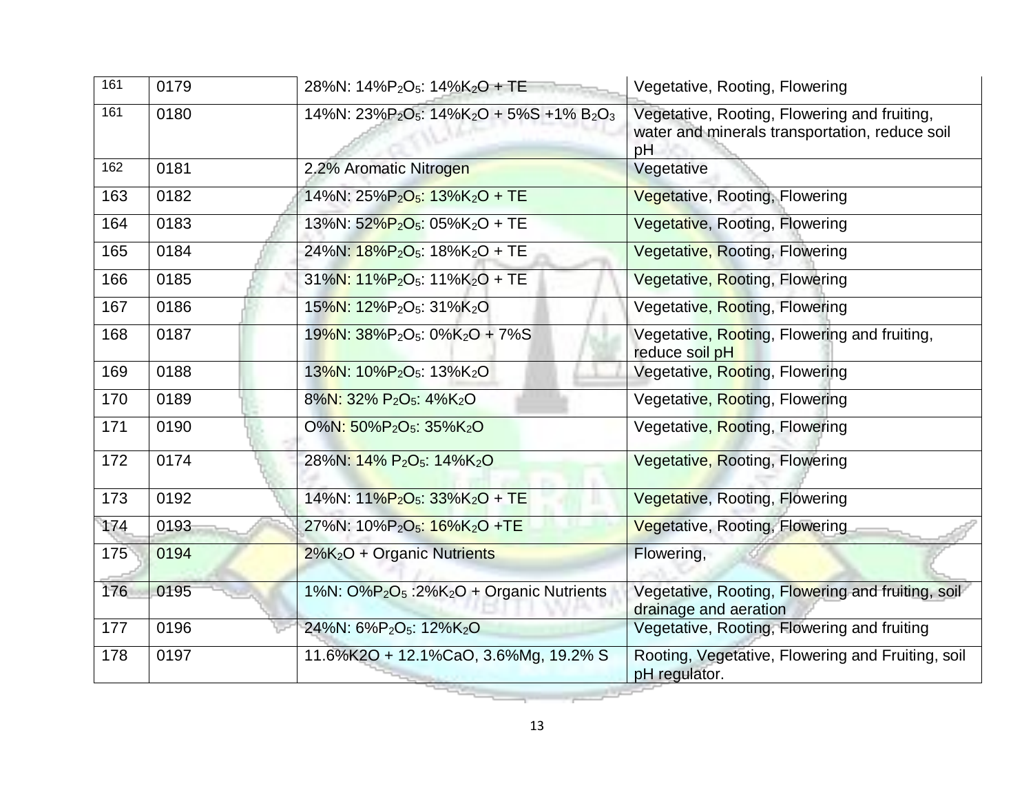| 161 | 0179 | 28%N: 14%$P_2O_5$: 14%$K_2O$ + TE | Vegetative, Rooting, Flowering |
|---|---|---|---|
| 161 | 0180 | 14%N: 23%$P_2O_5$: 14%$K_2O$ + 5%S +1% $B_2O_3$ | Vegetative, Rooting, Flowering and fruiting, water and minerals transportation, reduce soil pH |
| 162 | 0181 | 2.2% Aromatic Nitrogen | Vegetative |
| 163 | 0182 | 14%N: 25%$P_2O_5$: 13%$K_2O$ + TE | Vegetative, Rooting, Flowering |
| 164 | 0183 | 13%N: 52%$P_2O_5$: 05%$K_2O$ + TE | Vegetative, Rooting, Flowering |
| 165 | 0184 | 24%N: 18%$P_2O_5$: 18%$K_2O$ + TE | Vegetative, Rooting, Flowering |
| 166 | 0185 | 31%N: 11%$P_2O_5$: 11%$K_2O$ + TE | Vegetative, Rooting, Flowering |
| 167 | 0186 | 15%N: 12%$P_2O_5$: 31%$K_2O$ | Vegetative, Rooting, Flowering |
| 168 | 0187 | 19%N: 38%$P_2O_5$: 0%$K_2O$ + 7%S | Vegetative, Rooting, Flowering and fruiting, reduce soil pH |
| 169 | 0188 | 13%N: 10%$P_2O_5$: 13%$K_2O$ | Vegetative, Rooting, Flowering |
| 170 | 0189 | 8%N: 32% $P_2O_5$: 4%$K_2O$ | Vegetative, Rooting, Flowering |
| 171 | 0190 | O%N: 50%$P_2O_5$: 35%$K_2O$ | Vegetative, Rooting, Flowering |
| 172 | 0174 | 28%N: 14% $P_2O_5$: 14%$K_2O$ | Vegetative, Rooting, Flowering |
| 173 | 0192 | 14%N: 11%$P_2O_5$: 33%$K_2O$ + TE | Vegetative, Rooting, Flowering |
| 174 | 0193 | 27%N: 10%$P_2O_5$: 16%$K_2O$ +TE | Vegetative, Rooting, Flowering |
| 175 | 0194 | 2%$K_2O$ + Organic Nutrients | Flowering, |
| 176 | 0195 | 1%N: O%$P_2O_5$ :2%$K_2O$ + Organic Nutrients | Vegetative, Rooting, Flowering and fruiting, soil drainage and aeration |
| 177 | 0196 | 24%N: 6%$P_2O_5$: 12%$K_2O$ | Vegetative, Rooting, Flowering and fruiting |
| 178 | 0197 | 11.6%K2O + 12.1%CaO, 3.6%Mg, 19.2% S | Rooting, Vegetative, Flowering and Fruiting, soil pH regulator. |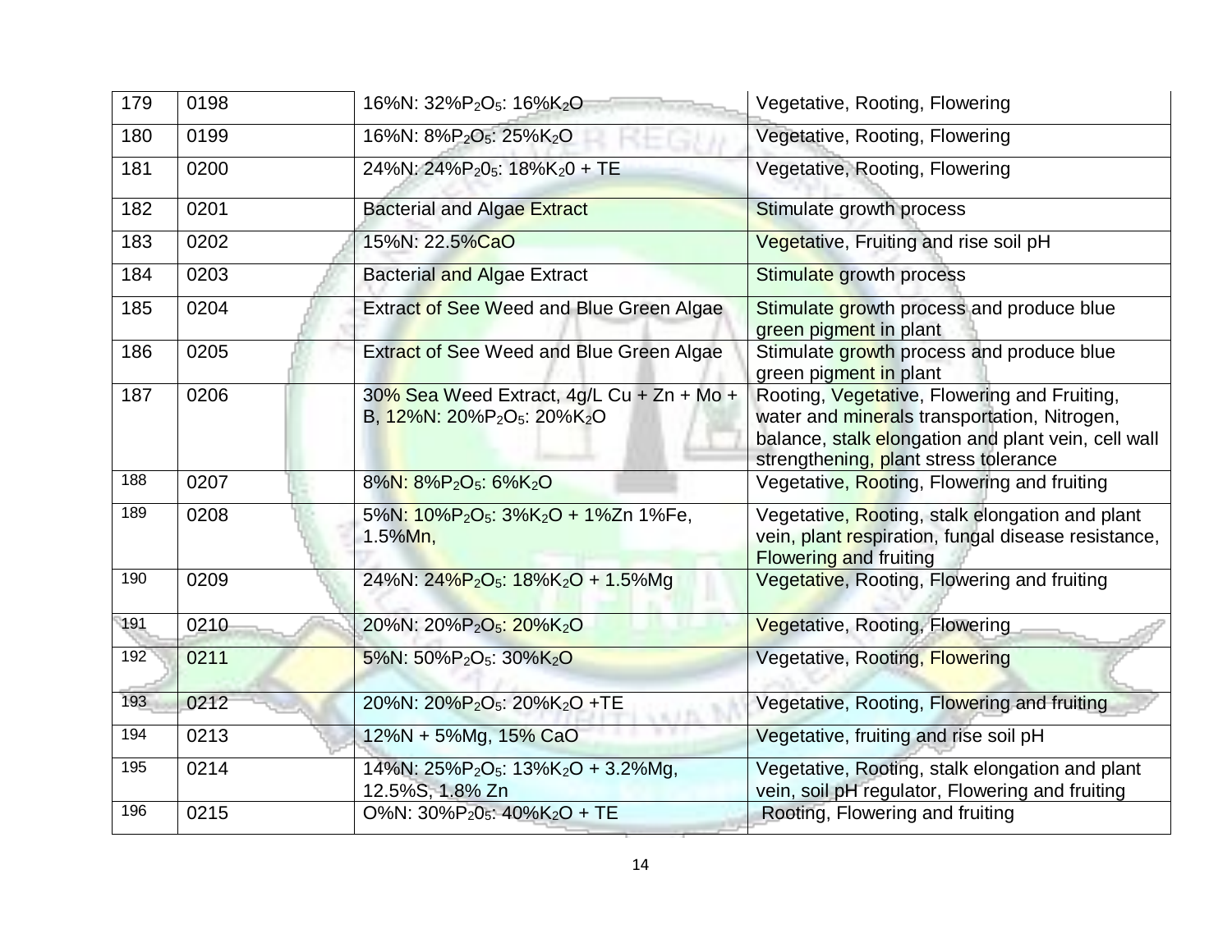| 179 | 0198 | 16%N: 32%$P_2O_5$: 16%$K_2O$ | Vegetative, Rooting, Flowering |
|---|---|---|---|
| 180 | 0199 | 16%N: 8%$P_2O_5$: 25%$K_2O$ | Vegetative, Rooting, Flowering |
| 181 | 0200 | 24%N: 24%$P_20_5$: 18%$K_20$ + TE | Vegetative, Rooting, Flowering |
| 182 | 0201 | Bacterial and Algae Extract | Stimulate growth process |
| 183 | 0202 | 15%N: 22.5%CaO | Vegetative, Fruiting and rise soil pH |
| 184 | 0203 | Bacterial and Algae Extract | Stimulate growth process |
| 185 | 0204 | Extract of See Weed and Blue Green Algae | Stimulate growth process and produce blue green pigment in plant |
| 186 | 0205 | Extract of See Weed and Blue Green Algae | Stimulate growth process and produce blue green pigment in plant |
| 187 | 0206 | 30% Sea Weed Extract, 4g/L Cu + Zn + Mo + B, 12%N: 20%$P_2O_5$: 20%$K_2O$ | Rooting, Vegetative, Flowering and Fruiting, water and minerals transportation, Nitrogen, balance, stalk elongation and plant vein, cell wall strengthening, plant stress tolerance |
| 188 | 0207 | 8%N: 8%$P_2O_5$: 6%$K_2O$ | Vegetative, Rooting, Flowering and fruiting |
| 189 | 0208 | 5%N: 10%$P_2O_5$: 3%$K_2O$ + 1%Zn 1%Fe, 1.5%Mn, | Vegetative, Rooting, stalk elongation and plant vein, plant respiration, fungal disease resistance, Flowering and fruiting |
| 190 | 0209 | 24%N: 24%$P_2O_5$: 18%$K_2O$ + 1.5%Mg | Vegetative, Rooting, Flowering and fruiting |
| 191 | 0210 | 20%N: 20%$P_2O_5$: 20%$K_2O$ | Vegetative, Rooting, Flowering |
| 192 | 0211 | 5%N: 50%$P_2O_5$: 30%$K_2O$ | Vegetative, Rooting, Flowering |
| 193 | 0212 | 20%N: 20%$P_2O_5$: 20%$K_2O$ +TE | Vegetative, Rooting, Flowering and fruiting |
| 194 | 0213 | 12%N + 5%Mg, 15% CaO | Vegetative, fruiting and rise soil pH |
| 195 | 0214 | 14%N: 25%$P_2O_5$: 13%$K_2O$ + 3.2%Mg, 12.5%S, 1.8% Zn | Vegetative, Rooting, stalk elongation and plant vein, soil pH regulator, Flowering and fruiting |
| 196 | 0215 | O%N: 30%$P_20_5$: 40%$K_2O$ + TE | Rooting, Flowering and fruiting |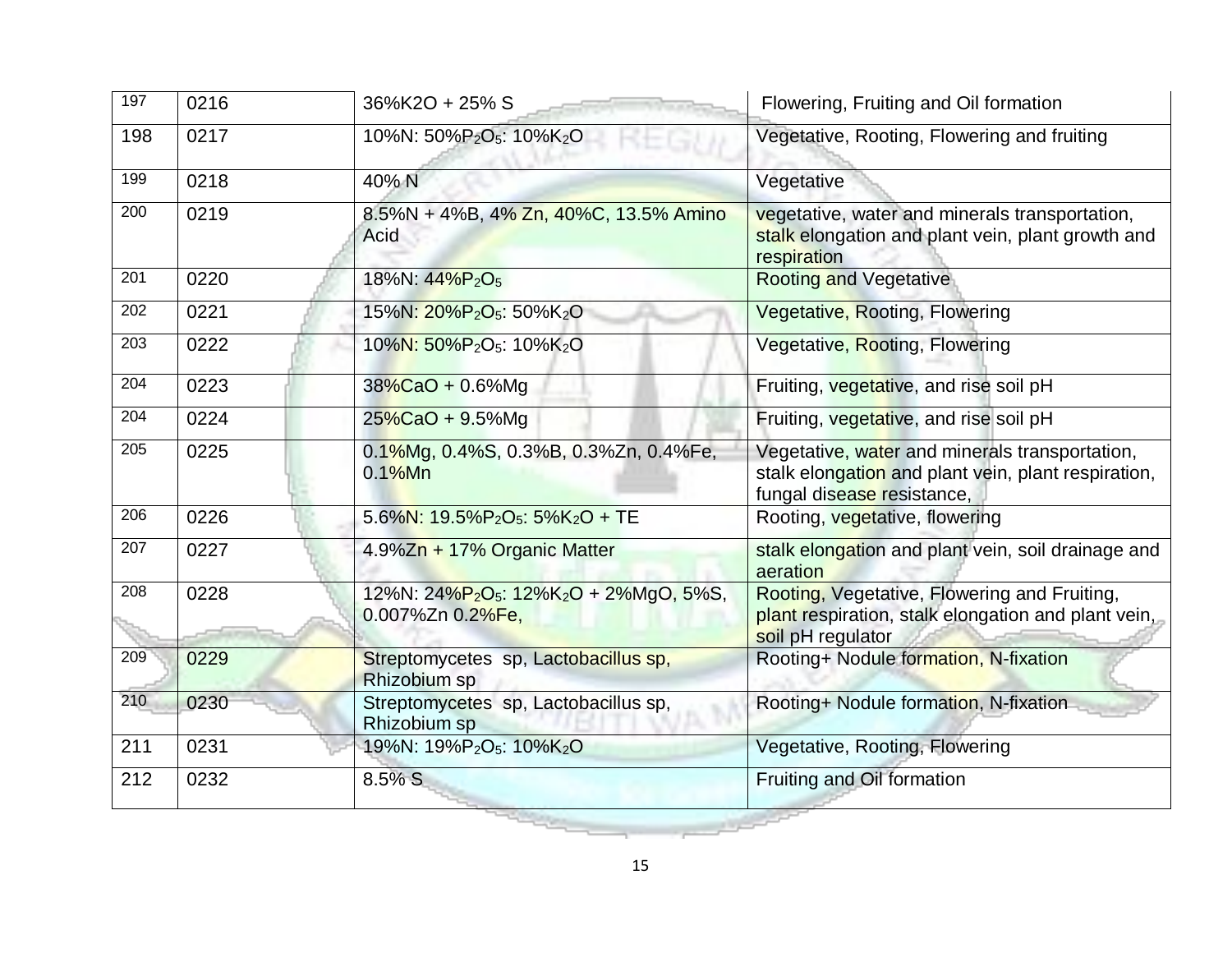| | | | |
|---|---|---|---|
| 197 | 0216 | 36%K2O + 25% S | Flowering, Fruiting and Oil formation |
| 198 | 0217 | 10%N: 50%$P_2O_5$: 10%$K_2O$ | Vegetative, Rooting, Flowering and fruiting |
| 199 | 0218 | 40% N | Vegetative |
| 200 | 0219 | 8.5%N + 4%B, 4% Zn, 40%C, 13.5% Amino Acid | vegetative, water and minerals transportation, stalk elongation and plant vein, plant growth and respiration |
| 201 | 0220 | 18%N: 44%$P_2O_5$ | Rooting and Vegetative |
| 202 | 0221 | 15%N: 20%$P_2O_5$: 50%$K_2O$ | Vegetative, Rooting, Flowering |
| 203 | 0222 | 10%N: 50%$P_2O_5$: 10%$K_2O$ | Vegetative, Rooting, Flowering |
| 204 | 0223 | 38%CaO + 0.6%Mg | Fruiting, vegetative, and rise soil pH |
| 204 | 0224 | 25%CaO + 9.5%Mg | Fruiting, vegetative, and rise soil pH |
| 205 | 0225 | 0.1%Mg, 0.4%S, 0.3%B, 0.3%Zn, 0.4%Fe, 0.1%Mn | Vegetative, water and minerals transportation, stalk elongation and plant vein, plant respiration, fungal disease resistance, |
| 206 | 0226 | 5.6%N: 19.5%$P_2O_5$: 5%$K_2O$ + TE | Rooting, vegetative, flowering |
| 207 | 0227 | 4.9%Zn + 17% Organic Matter | stalk elongation and plant vein, soil drainage and aeration |
| 208 | 0228 | 12%N: 24%$P_2O_5$: 12%$K_2O$ + 2%MgO, 5%S, 0.007%Zn 0.2%Fe, | Rooting, Vegetative, Flowering and Fruiting, plant respiration, stalk elongation and plant vein, soil pH regulator |
| 209 | 0229 | Streptomycetes sp, Lactobacillus sp, Rhizobium sp | Rooting+ Nodule formation, N-fixation |
| 210 | 0230 | Streptomycetes sp, Lactobacillus sp, Rhizobium sp | Rooting+ Nodule formation, N-fixation |
| 211 | 0231 | 19%N: 19%$P_2O_5$: 10%$K_2O$ | Vegetative, Rooting, Flowering |
| 212 | 0232 | 8.5% S | Fruiting and Oil formation |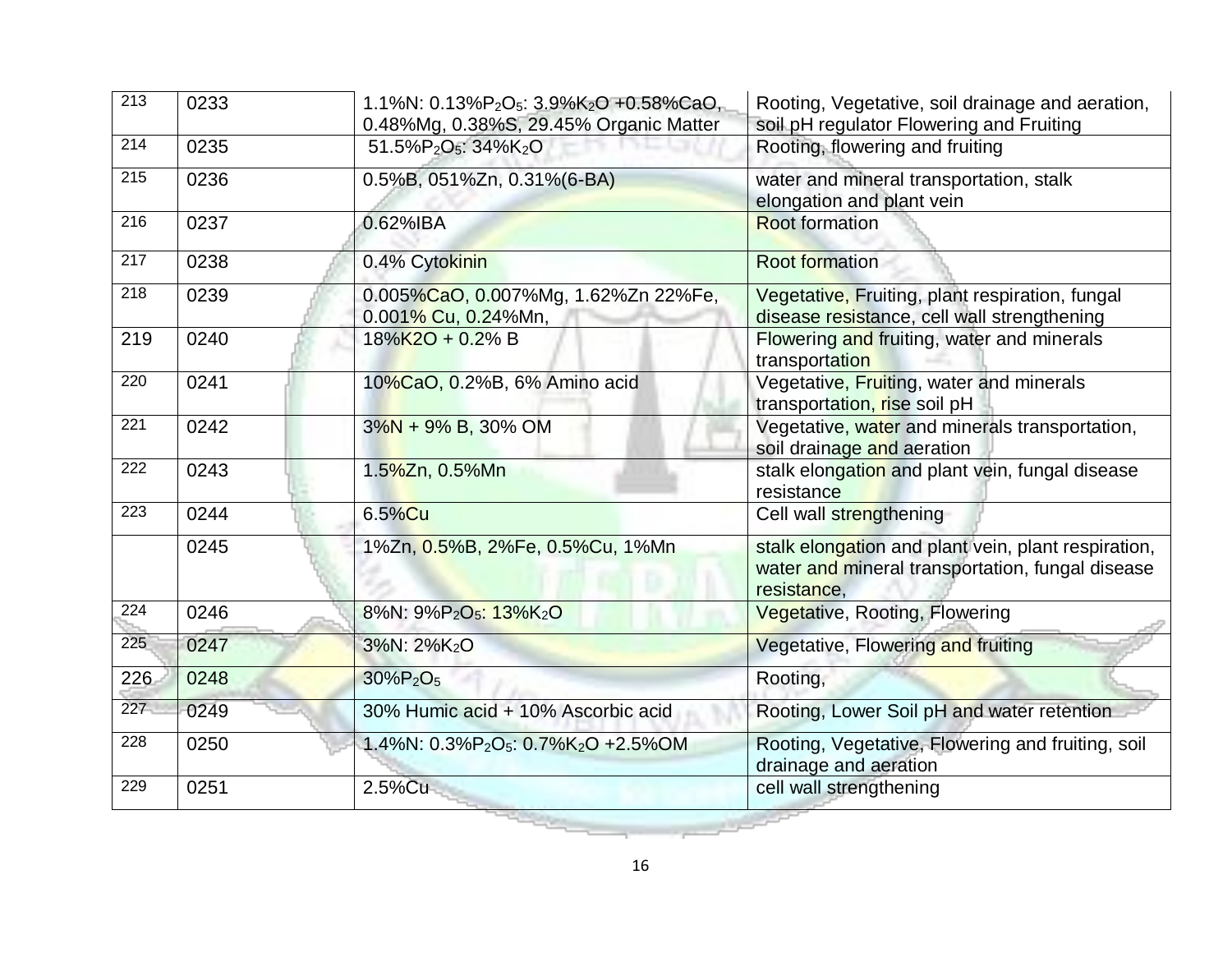| 213 | 0233 | 1.1%N: 0.13%$P_2O_5$: 3.9%$K_2O$ +0.58%CaO, 0.48%Mg, 0.38%S, 29.45% Organic Matter | Rooting, Vegetative, soil drainage and aeration, soil pH regulator Flowering and Fruiting |
|---|---|---|---|
| 214 | 0235 | 51.5%$P_2O_5$: 34%$K_2O$ | Rooting, flowering and fruiting |
| 215 | 0236 | 0.5%B, 051%Zn, 0.31%(6-BA) | water and mineral transportation, stalk elongation and plant vein |
| 216 | 0237 | 0.62%IBA | Root formation |
| 217 | 0238 | 0.4% Cytokinin | Root formation |
| 218 | 0239 | 0.005%CaO, 0.007%Mg, 1.62%Zn 22%Fe, 0.001% Cu, 0.24%Mn, | Vegetative, Fruiting, plant respiration, fungal disease resistance, cell wall strengthening |
| 219 | 0240 | 18%K2O + 0.2% B | Flowering and fruiting, water and minerals transportation |
| 220 | 0241 | 10%CaO, 0.2%B, 6% Amino acid | Vegetative, Fruiting, water and minerals transportation, rise soil pH |
| 221 | 0242 | 3%N + 9% B, 30% OM | Vegetative, water and minerals transportation, soil drainage and aeration |
| 222 | 0243 | 1.5%Zn, 0.5%Mn | stalk elongation and plant vein, fungal disease resistance |
| 223 | 0244 | 6.5%Cu | Cell wall strengthening |
| | 0245 | 1%Zn, 0.5%B, 2%Fe, 0.5%Cu, 1%Mn | stalk elongation and plant vein, plant respiration, water and mineral transportation, fungal disease resistance, |
| 224 | 0246 | 8%N: 9%$P_2O_5$: 13%$K_2O$ | Vegetative, Rooting, Flowering |
| 225 | 0247 | 3%N: 2%$K_2O$ | Vegetative, Flowering and fruiting |
| 226 | 0248 | 30%$P_2O_5$ | Rooting, |
| 227 | 0249 | 30% Humic acid + 10% Ascorbic acid | Rooting, Lower Soil pH and water retention |
| 228 | 0250 | 1.4%N: 0.3%$P_2O_5$: 0.7%$K_2O$ +2.5%OM | Rooting, Vegetative, Flowering and fruiting, soil drainage and aeration |
| 229 | 0251 | 2.5%Cu | cell wall strengthening |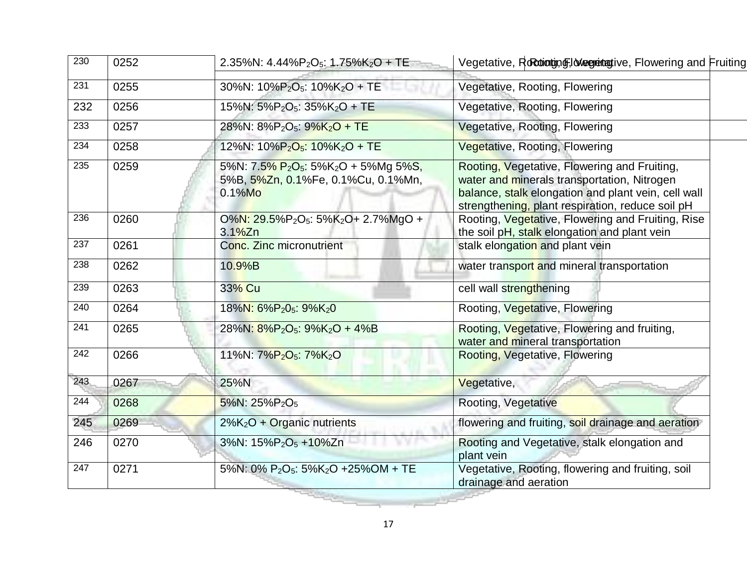| 230 | 0252 | 2.35%N: 4.44%$P_2O_5$: 1.75%$K_2O$ + TE | Vegetative, Rooting, Flowering Rooting, Vegetative, Flowering and Fruiting |
|---|---|---|---|
| 231 | 0255 | 30%N: 10%$P_2O_5$: 10%$K_2O$ + TE | Vegetative, Rooting, Flowering |
| 232 | 0256 | 15%N: 5%$P_2O_5$: 35%$K_2O$ + TE | Vegetative, Rooting, Flowering |
| 233 | 0257 | 28%N: 8%$P_2O_5$: 9%$K_2O$ + TE | Vegetative, Rooting, Flowering |
| 234 | 0258 | 12%N: 10%$P_2O_5$: 10%$K_2O$ + TE | Vegetative, Rooting, Flowering |
| 235 | 0259 | 5%N: 7.5% $P_2O_5$: 5%$K_2O$ + 5%Mg 5%S, 5%B, 5%Zn, 0.1%Fe, 0.1%Cu, 0.1%Mn, 0.1%Mo | Rooting, Vegetative, Flowering and Fruiting, water and minerals transportation, Nitrogen balance, stalk elongation and plant vein, cell wall strengthening, plant respiration, reduce soil pH |
| 236 | 0260 | O%N: 29.5%$P_2O_5$: 5%$K_2O$+ 2.7%MgO + 3.1%Zn | Rooting, Vegetative, Flowering and Fruiting, Rise the soil pH, stalk elongation and plant vein |
| 237 | 0261 | Conc. Zinc micronutrient | stalk elongation and plant vein |
| 238 | 0262 | 10.9%B | water transport and mineral transportation |
| 239 | 0263 | 33% Cu | cell wall strengthening |
| 240 | 0264 | 18%N: 6%$P_2O_5$: 9%$K_2O$ | Rooting, Vegetative, Flowering |
| 241 | 0265 | 28%N: 8%$P_2O_5$: 9%$K_2O$ + 4%B | Rooting, Vegetative, Flowering and fruiting, water and mineral transportation |
| 242 | 0266 | 11%N: 7%$P_2O_5$: 7%$K_2O$ | Rooting, Vegetative, Flowering |
| 243 | 0267 | 25%N | Vegetative, |
| 244 | 0268 | 5%N: 25%$P_2O_5$ | Rooting, Vegetative |
| 245 | 0269 | 2%$K_2O$ + Organic nutrients | flowering and fruiting, soil drainage and aeration |
| 246 | 0270 | 3%N: 15%$P_2O_5$ +10%Zn | Rooting and Vegetative, stalk elongation and plant vein |
| 247 | 0271 | 5%N: 0% $P_2O_5$: 5%$K_2O$ +25%OM + TE | Vegetative, Rooting, flowering and fruiting, soil drainage and aeration |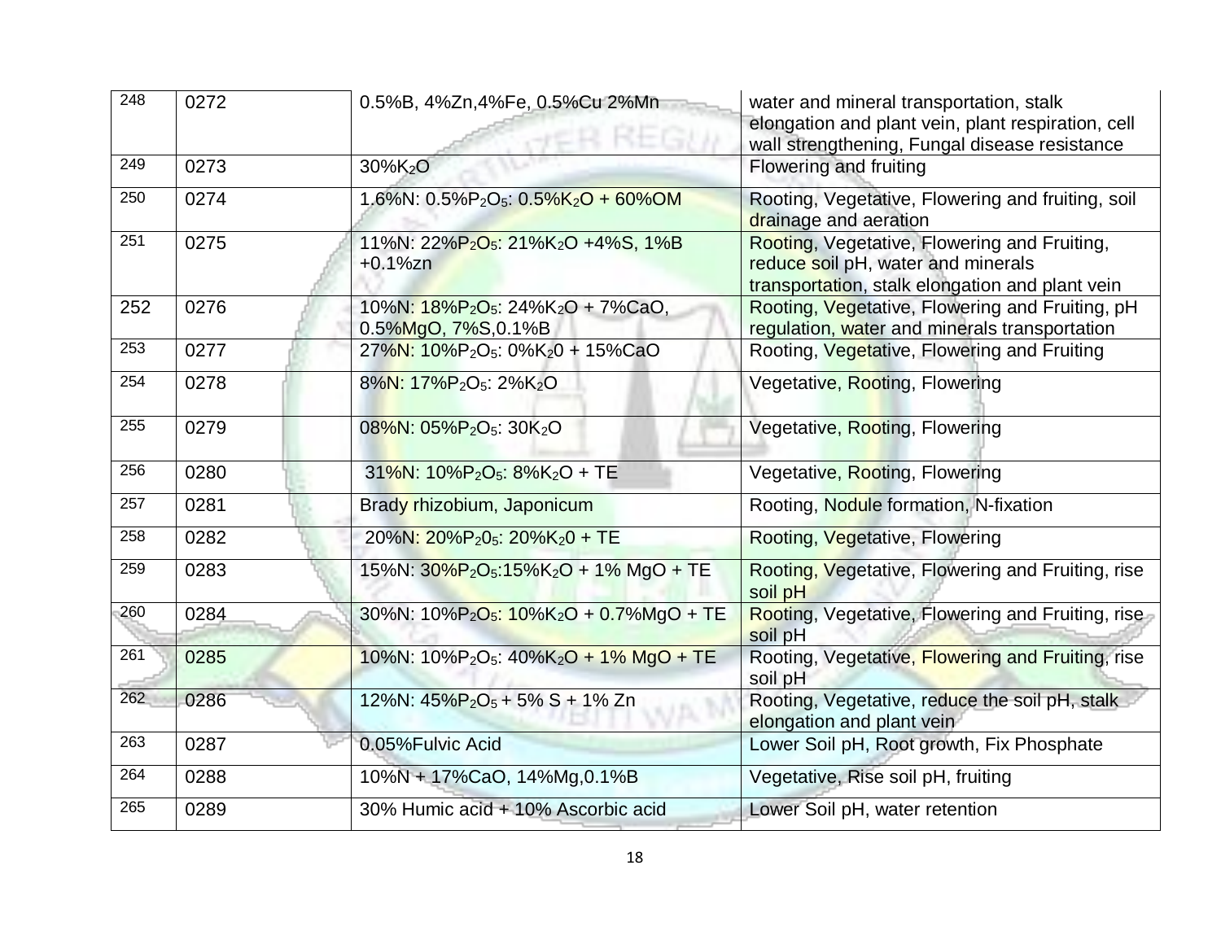| 248 | 0272 | 0.5%B, 4%Zn,4%Fe, 0.5%Cu 2%Mn | water and mineral transportation, stalk elongation and plant vein, plant respiration, cell wall strengthening, Fungal disease resistance |
|---|---|---|---|
| 249 | 0273 | 30%$K_2O$ | Flowering and fruiting |
| 250 | 0274 | 1.6%N: 0.5%$P_2O_5$: 0.5%$K_2O$ + 60%OM | Rooting, Vegetative, Flowering and fruiting, soil drainage and aeration |
| 251 | 0275 | 11%N: 22%$P_2O_5$: 21%$K_2O$ +4%S, 1%B +0.1%zn | Rooting, Vegetative, Flowering and Fruiting, reduce soil pH, water and minerals transportation, stalk elongation and plant vein |
| 252 | 0276 | 10%N: 18%$P_2O_5$: 24%$K_2O$ + 7%CaO, 0.5%MgO, 7%S,0.1%B | Rooting, Vegetative, Flowering and Fruiting, pH regulation, water and minerals transportation |
| 253 | 0277 | 27%N: 10%$P_2O_5$: 0%$K_20$ + 15%CaO | Rooting, Vegetative, Flowering and Fruiting |
| 254 | 0278 | 8%N: 17%$P_2O_5$: 2%$K_2O$ | Vegetative, Rooting, Flowering |
| 255 | 0279 | 08%N: 05%$P_2O_5$: 30$K_2O$ | Vegetative, Rooting, Flowering |
| 256 | 0280 | 31%N: 10%$P_2O_5$: 8%$K_2O$ + TE | Vegetative, Rooting, Flowering |
| 257 | 0281 | Brady rhizobium, Japonicum | Rooting, Nodule formation, N-fixation |
| 258 | 0282 | 20%N: 20%$P_20_5$: 20%$K_20$ + TE | Rooting, Vegetative, Flowering |
| 259 | 0283 | 15%N: 30%$P_2O_5$:15%$K_2O$ + 1% MgO + TE | Rooting, Vegetative, Flowering and Fruiting, rise soil pH |
| 260 | 0284 | 30%N: 10%$P_2O_5$: 10%$K_2O$ + 0.7%MgO + TE | Rooting, Vegetative, Flowering and Fruiting, rise soil pH |
| 261 | 0285 | 10%N: 10%$P_2O_5$: 40%$K_2O$ + 1% MgO + TE | Rooting, Vegetative, Flowering and Fruiting, rise soil pH |
| 262 | 0286 | 12%N: 45%$P_2O_5$ + 5% S + 1% Zn | Rooting, Vegetative, reduce the soil pH, stalk elongation and plant vein |
| 263 | 0287 | 0.05%Fulvic Acid | Lower Soil pH, Root growth, Fix Phosphate |
| 264 | 0288 | 10%N + 17%CaO, 14%Mg,0.1%B | Vegetative, Rise soil pH, fruiting |
| 265 | 0289 | 30% Humic acid + 10% Ascorbic acid | Lower Soil pH, water retention |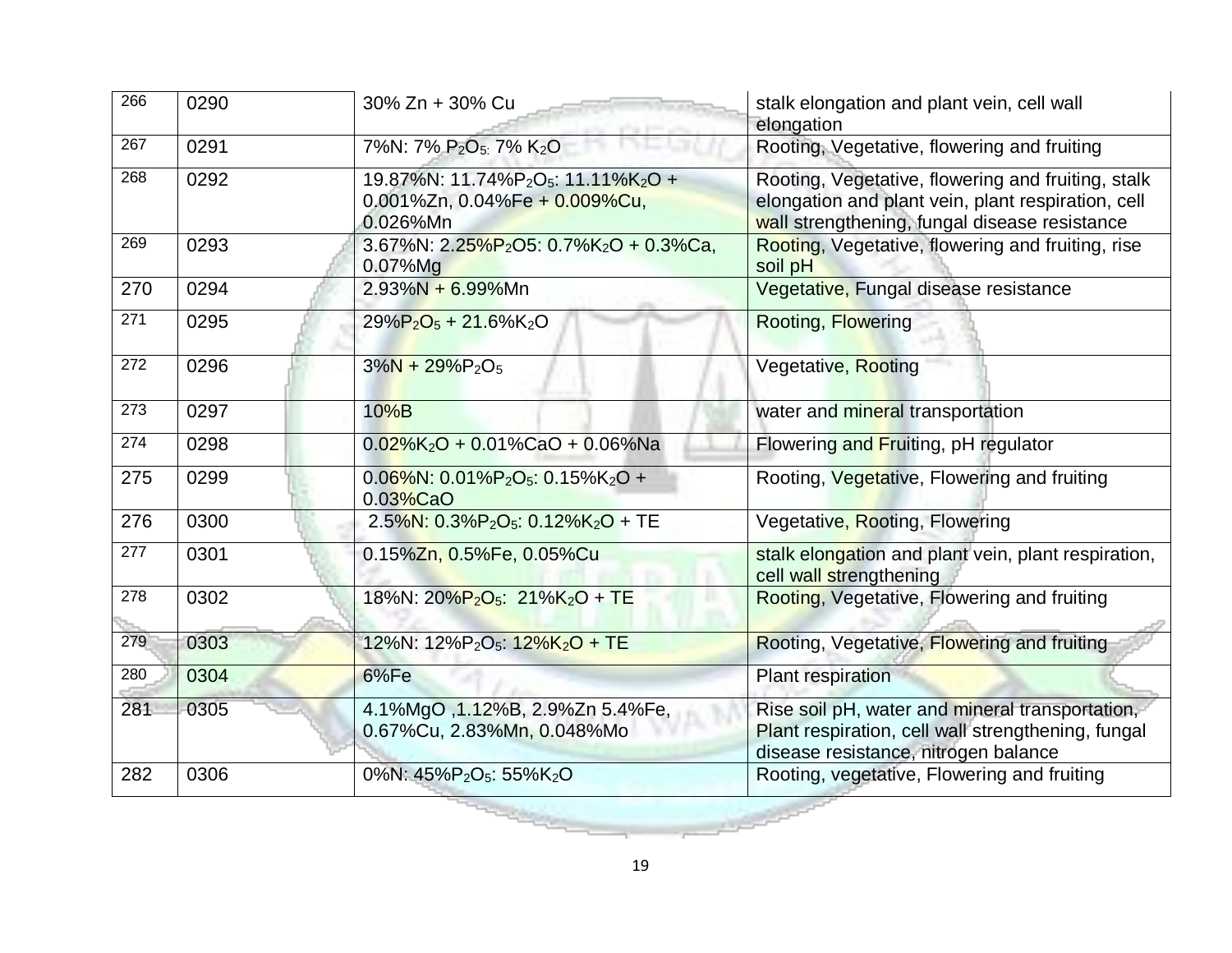| 266 | 0290 | 30% Zn + 30% Cu | stalk elongation and plant vein, cell wall elongation |
|---|---|---|---|
| 267 | 0291 | 7%N: 7% $P_2O_5$: 7% $K_2O$ | Rooting, Vegetative, flowering and fruiting |
| 268 | 0292 | 19.87%N: 11.74%$P_2O_5$: 11.11%$K_2O$ + 0.001%Zn, 0.04%Fe + 0.009%Cu, 0.026%Mn | Rooting, Vegetative, flowering and fruiting, stalk elongation and plant vein, plant respiration, cell wall strengthening, fungal disease resistance |
| 269 | 0293 | 3.67%N: 2.25%$P_2O5$: 0.7%$K_2O$ + 0.3%Ca, 0.07%Mg | Rooting, Vegetative, flowering and fruiting, rise soil pH |
| 270 | 0294 | 2.93%N + 6.99%Mn | Vegetative, Fungal disease resistance |
| 271 | 0295 | 29%$P_2O_5$ + 21.6%$K_2O$ | Rooting, Flowering |
| 272 | 0296 | 3%N + 29%$P_2O_5$ | Vegetative, Rooting |
| 273 | 0297 | 10%B | water and mineral transportation |
| 274 | 0298 | 0.02%$K_2O$ + 0.01%CaO + 0.06%Na | Flowering and Fruiting, pH regulator |
| 275 | 0299 | 0.06%N: 0.01%$P_2O_5$: 0.15%$K_2O$ + 0.03%CaO | Rooting, Vegetative, Flowering and fruiting |
| 276 | 0300 | 2.5%N: 0.3%$P_2O_5$: 0.12%$K_2O$ + TE | Vegetative, Rooting, Flowering |
| 277 | 0301 | 0.15%Zn, 0.5%Fe, 0.05%Cu | stalk elongation and plant vein, plant respiration, cell wall strengthening |
| 278 | 0302 | 18%N: 20%$P_2O_5$: 21%$K_2O$ + TE | Rooting, Vegetative, Flowering and fruiting |
| 279 | 0303 | 12%N: 12%$P_2O_5$: 12%$K_2O$ + TE | Rooting, Vegetative, Flowering and fruiting |
| 280 | 0304 | 6%Fe | Plant respiration |
| 281 | 0305 | 4.1%MgO ,1.12%B, 2.9%Zn 5.4%Fe, 0.67%Cu, 2.83%Mn, 0.048%Mo | Rise soil pH, water and mineral transportation, Plant respiration, cell wall strengthening, fungal disease resistance, nitrogen balance |
| 282 | 0306 | 0%N: 45%$P_2O_5$: 55%$K_2O$ | Rooting, vegetative, Flowering and fruiting |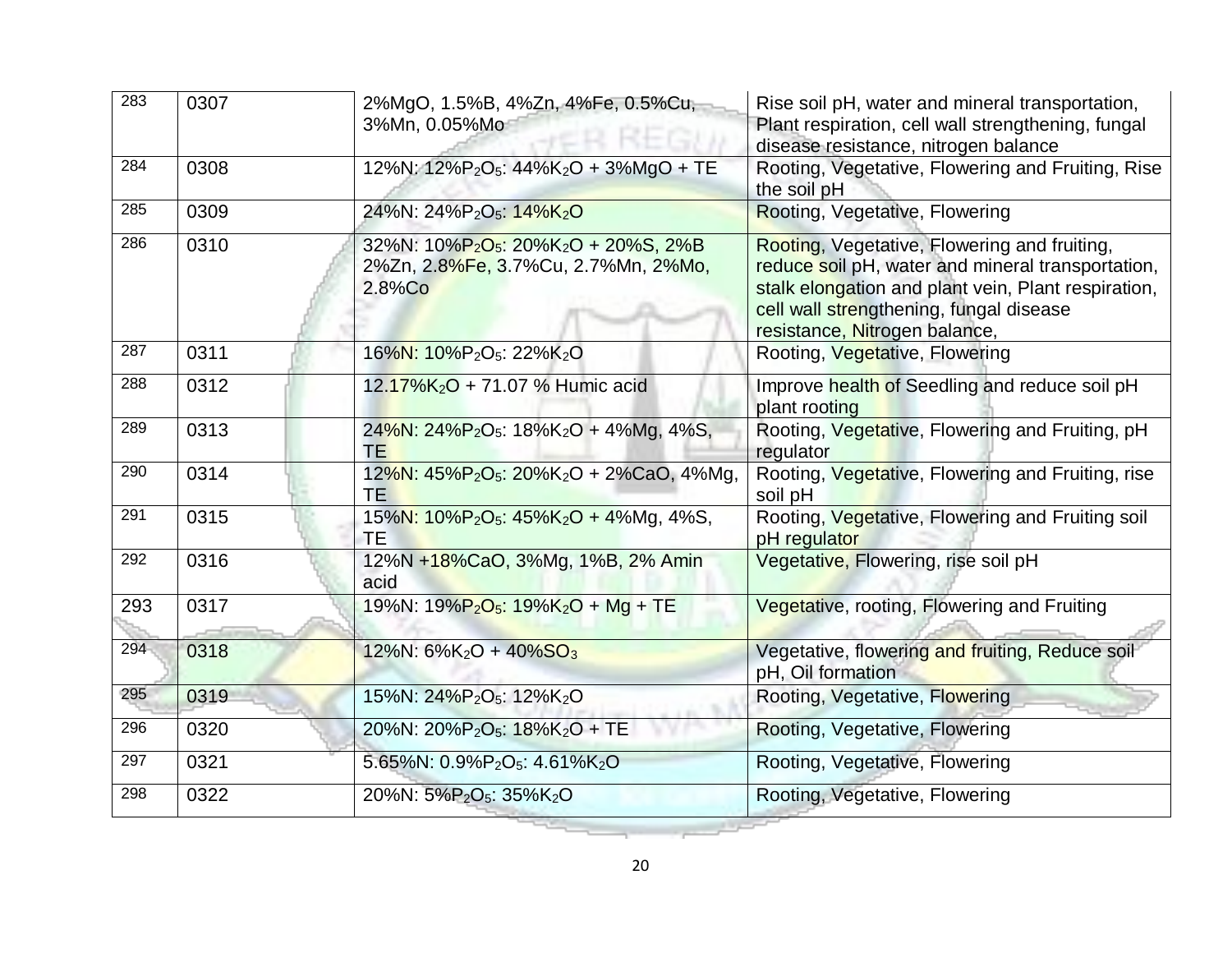| | | | |
|---|---|---|---|
| 283 | 0307 | 2%MgO, 1.5%B, 4%Zn, 4%Fe, 0.5%Cu, 3%Mn, 0.05%Mo | Rise soil pH, water and mineral transportation, Plant respiration, cell wall strengthening, fungal disease resistance, nitrogen balance |
| 284 | 0308 | 12%N: 12%$P_2O_5$: 44%$K_2O$ + 3%MgO + TE | Rooting, Vegetative, Flowering and Fruiting, Rise the soil pH |
| 285 | 0309 | 24%N: 24%$P_2O_5$: 14%$K_2O$ | Rooting, Vegetative, Flowering |
| 286 | 0310 | 32%N: 10%$P_2O_5$: 20%$K_2O$ + 20%S, 2%B 2%Zn, 2.8%Fe, 3.7%Cu, 2.7%Mn, 2%Mo, 2.8%Co | Rooting, Vegetative, Flowering and fruiting, reduce soil pH, water and mineral transportation, stalk elongation and plant vein, Plant respiration, cell wall strengthening, fungal disease resistance, Nitrogen balance, |
| 287 | 0311 | 16%N: 10%$P_2O_5$: 22%$K_2O$ | Rooting, Vegetative, Flowering |
| 288 | 0312 | 12.17%$K_2O$ + 71.07 % Humic acid | Improve health of Seedling and reduce soil pH plant rooting |
| 289 | 0313 | 24%N: 24%$P_2O_5$: 18%$K_2O$ + 4%Mg, 4%S, TE | Rooting, Vegetative, Flowering and Fruiting, pH regulator |
| 290 | 0314 | 12%N: 45%$P_2O_5$: 20%$K_2O$ + 2%CaO, 4%Mg, TE | Rooting, Vegetative, Flowering and Fruiting, rise soil pH |
| 291 | 0315 | 15%N: 10%$P_2O_5$: 45%$K_2O$ + 4%Mg, 4%S, TE | Rooting, Vegetative, Flowering and Fruiting soil pH regulator |
| 292 | 0316 | 12%N +18%CaO, 3%Mg, 1%B, 2% Amin acid | Vegetative, Flowering, rise soil pH |
| 293 | 0317 | 19%N: 19%$P_2O_5$: 19%$K_2O$ + Mg + TE | Vegetative, rooting, Flowering and Fruiting |
| 294 | 0318 | 12%N: 6%$K_2O$ + 40%$SO_3$ | Vegetative, flowering and fruiting, Reduce soil pH, Oil formation |
| 295 | 0319 | 15%N: 24%$P_2O_5$: 12%$K_2O$ | Rooting, Vegetative, Flowering |
| 296 | 0320 | 20%N: 20%$P_2O_5$: 18%$K_2O$ + TE | Rooting, Vegetative, Flowering |
| 297 | 0321 | 5.65%N: 0.9%$P_2O_5$: 4.61%$K_2O$ | Rooting, Vegetative, Flowering |
| 298 | 0322 | 20%N: 5%$P_2O_5$: 35%$K_2O$ | Rooting, Vegetative, Flowering |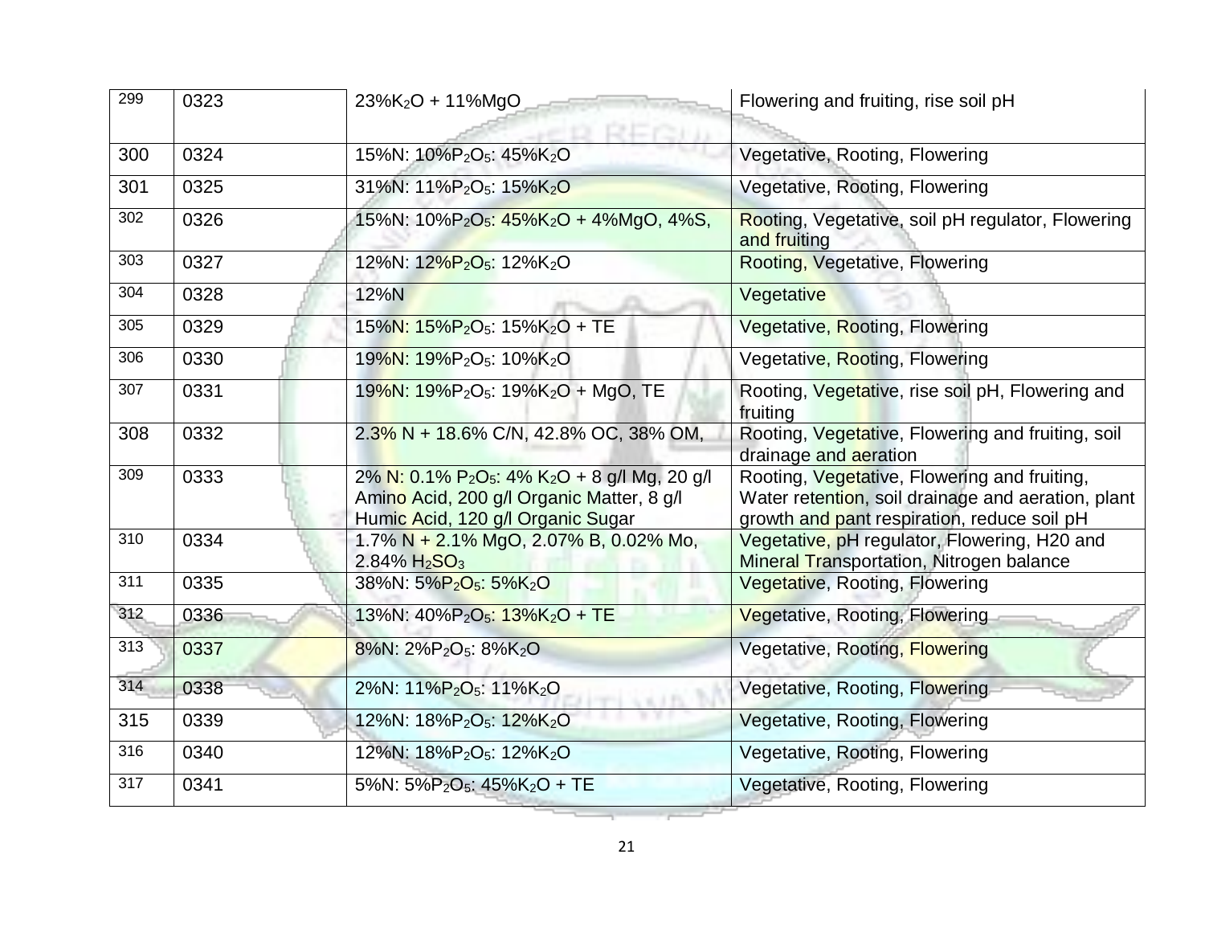| 299 | 0323 | 23%$K_2O$ + 11%MgO | Flowering and fruiting, rise soil pH |
|---|---|---|---|
| 300 | 0324 | 15%N: 10%$P_2O_5$: 45%$K_2O$ | Vegetative, Rooting, Flowering |
| 301 | 0325 | 31%N: 11%$P_2O_5$: 15%$K_2O$ | Vegetative, Rooting, Flowering |
| 302 | 0326 | 15%N: 10%$P_2O_5$: 45%$K_2O$ + 4%MgO, 4%S, | Rooting, Vegetative, soil pH regulator, Flowering and fruiting |
| 303 | 0327 | 12%N: 12%$P_2O_5$: 12%$K_2O$ | Rooting, Vegetative, Flowering |
| 304 | 0328 | 12%N | Vegetative |
| 305 | 0329 | 15%N: 15%$P_2O_5$: 15%$K_2O$ + TE | Vegetative, Rooting, Flowering |
| 306 | 0330 | 19%N: 19%$P_2O_5$: 10%$K_2O$ | Vegetative, Rooting, Flowering |
| 307 | 0331 | 19%N: 19%$P_2O_5$: 19%$K_2O$ + MgO, TE | Rooting, Vegetative, rise soil pH, Flowering and fruiting |
| 308 | 0332 | 2.3% N + 18.6% C/N, 42.8% OC, 38% OM, | Rooting, Vegetative, Flowering and fruiting, soil drainage and aeration |
| 309 | 0333 | 2% N: 0.1% $P_2O_5$: 4% $K_2O$ + 8 g/l Mg, 20 g/l Amino Acid, 200 g/l Organic Matter, 8 g/l Humic Acid, 120 g/l Organic Sugar | Rooting, Vegetative, Flowering and fruiting, Water retention, soil drainage and aeration, plant growth and pant respiration, reduce soil pH |
| 310 | 0334 | 1.7% N + 2.1% MgO, 2.07% B, 0.02% Mo, 2.84% $H_2SO_3$ | Vegetative, pH regulator, Flowering, H20 and Mineral Transportation, Nitrogen balance |
| 311 | 0335 | 38%N: 5%$P_2O_5$: 5%$K_2O$ | Vegetative, Rooting, Flowering |
| 312 | 0336 | 13%N: 40%$P_2O_5$: 13%$K_2O$ + TE | Vegetative, Rooting, Flowering |
| 313 | 0337 | 8%N: 2%$P_2O_5$: 8%$K_2O$ | Vegetative, Rooting, Flowering |
| 314 | 0338 | 2%N: 11%$P_2O_5$: 11%$K_2O$ | Vegetative, Rooting, Flowering |
| 315 | 0339 | 12%N: 18%$P_2O_5$: 12%$K_2O$ | Vegetative, Rooting, Flowering |
| 316 | 0340 | 12%N: 18%$P_2O_5$: 12%$K_2O$ | Vegetative, Rooting, Flowering |
| 317 | 0341 | 5%N: 5%$P_2O_5$: 45%$K_2O$ + TE | Vegetative, Rooting, Flowering |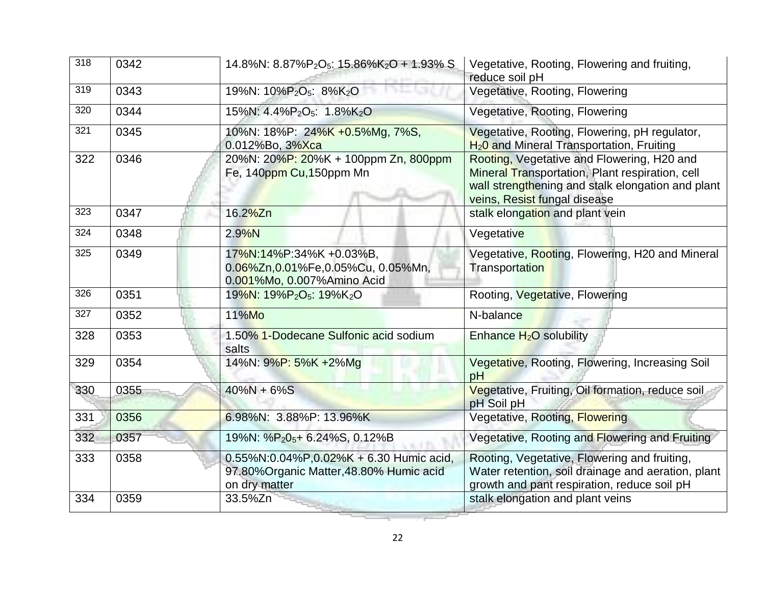| 318 | 0342 | 14.8%N: 8.87%$P_2O_5$: 15.86%$K_2O$ + 1.93% S | Vegetative, Rooting, Flowering and fruiting, reduce soil pH |
|---|---|---|---|
| 319 | 0343 | 19%N: 10%$P_2O_5$: 8%$K_2O$ | Vegetative, Rooting, Flowering |
| 320 | 0344 | 15%N: 4.4%$P_2O_5$: 1.8%$K_2O$ | Vegetative, Rooting, Flowering |
| 321 | 0345 | 10%N: 18%P: 24%K +0.5%Mg, 7%S, 0.012%Bo, 3%Xca | Vegetative, Rooting, Flowering, pH regulator, $H_20$ and Mineral Transportation, Fruiting |
| 322 | 0346 | 20%N: 20%P: 20%K + 100ppm Zn, 800ppm Fe, 140ppm Cu,150ppm Mn | Rooting, Vegetative and Flowering, H20 and Mineral Transportation, Plant respiration, cell wall strengthening and stalk elongation and plant veins, Resist fungal disease |
| 323 | 0347 | 16.2%Zn | stalk elongation and plant vein |
| 324 | 0348 | 2.9%N | Vegetative |
| 325 | 0349 | 17%N:14%P:34%K +0.03%B, 0.06%Zn,0.01%Fe,0.05%Cu, 0.05%Mn, 0.001%Mo, 0.007%Amino Acid | Vegetative, Rooting, Flowering, H20 and Mineral Transportation |
| 326 | 0351 | 19%N: 19%$P_2O_5$: 19%$K_2O$ | Rooting, Vegetative, Flowering |
| 327 | 0352 | 11%Mo | N-balance |
| 328 | 0353 | 1.50% 1-Dodecane Sulfonic acid sodium salts | Enhance $H_2O$ solubility |
| 329 | 0354 | 14%N: 9%P: 5%K +2%Mg | Vegetative, Rooting, Flowering, Increasing Soil pH |
| 330 | 0355 | 40%N + 6%S | Vegetative, Fruiting, Oil formation, reduce soil pH Soil pH |
| 331 | 0356 | 6.98%N: 3.88%P: 13.96%K | Vegetative, Rooting, Flowering |
| 332 | 0357 | 19%N: %$P_20_5$+ 6.24%S, 0.12%B | Vegetative, Rooting and Flowering and Fruiting |
| 333 | 0358 | 0.55%N:0.04%P,0.02%K + 6.30 Humic acid, 97.80%Organic Matter,48.80% Humic acid on dry matter | Rooting, Vegetative, Flowering and fruiting, Water retention, soil drainage and aeration, plant growth and pant respiration, reduce soil pH |
| 334 | 0359 | 33.5%Zn | stalk elongation and plant veins |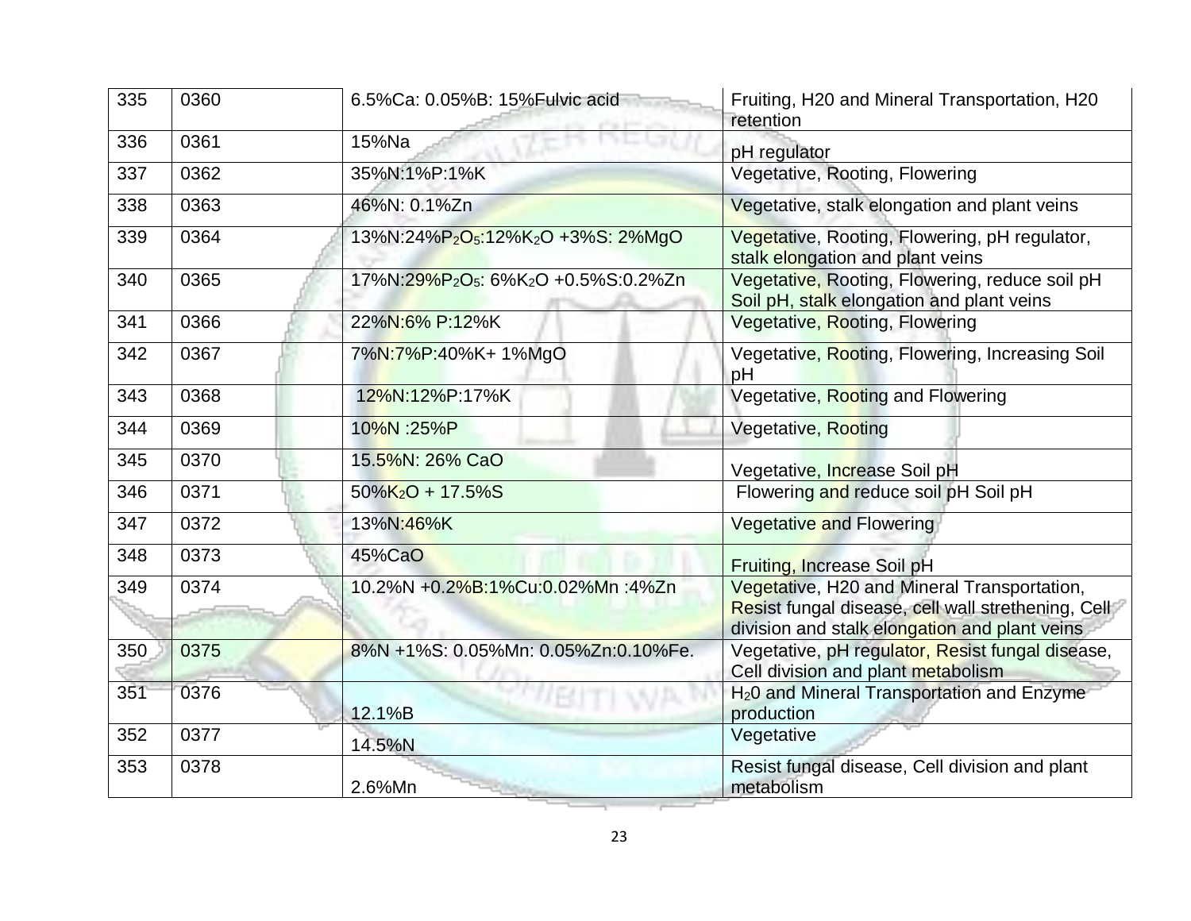| | | | |
|---|---|---|---|
| 335 | 0360 | 6.5%Ca: 0.05%B: 15%Fulvic acid | Fruiting, H20 and Mineral Transportation, H20 retention |
| 336 | 0361 | 15%Na | pH regulator |
| 337 | 0362 | 35%N:1%P:1%K | Vegetative, Rooting, Flowering |
| 338 | 0363 | 46%N: 0.1%Zn | Vegetative, stalk elongation and plant veins |
| 339 | 0364 | 13%N:24%$P_2O_5$:12%$K_2O$ +3%S: 2%MgO | Vegetative, Rooting, Flowering, pH regulator, stalk elongation and plant veins |
| 340 | 0365 | 17%N:29%$P_2O_5$: 6%$K_2O$ +0.5%S:0.2%Zn | Vegetative, Rooting, Flowering, reduce soil pH Soil pH, stalk elongation and plant veins |
| 341 | 0366 | 22%N:6% P:12%K | Vegetative, Rooting, Flowering |
| 342 | 0367 | 7%N:7%P:40%K+ 1%MgO | Vegetative, Rooting, Flowering, Increasing Soil pH |
| 343 | 0368 | 12%N:12%P:17%K | Vegetative, Rooting and Flowering |
| 344 | 0369 | 10%N :25%P | Vegetative, Rooting |
| 345 | 0370 | 15.5%N: 26% CaO | Vegetative, Increase Soil pH |
| 346 | 0371 | 50%$K_2O$ + 17.5%S | Flowering and reduce soil pH Soil pH |
| 347 | 0372 | 13%N:46%K | Vegetative and Flowering |
| 348 | 0373 | 45%CaO | Fruiting, Increase Soil pH |
| 349 | 0374 | 10.2%N +0.2%B:1%Cu:0.02%Mn :4%Zn | Vegetative, H20 and Mineral Transportation, Resist fungal disease, cell wall strethening, Cell division and stalk elongation and plant veins |
| 350 | 0375 | 8%N +1%S: 0.05%Mn: 0.05%Zn:0.10%Fe. | Vegetative, pH regulator, Resist fungal disease, Cell division and plant metabolism |
| 351 | 0376 | 12.1%B | $H_20$ and Mineral Transportation and Enzyme production |
| 352 | 0377 | 14.5%N | Vegetative |
| 353 | 0378 | 2.6%Mn | Resist fungal disease, Cell division and plant metabolism |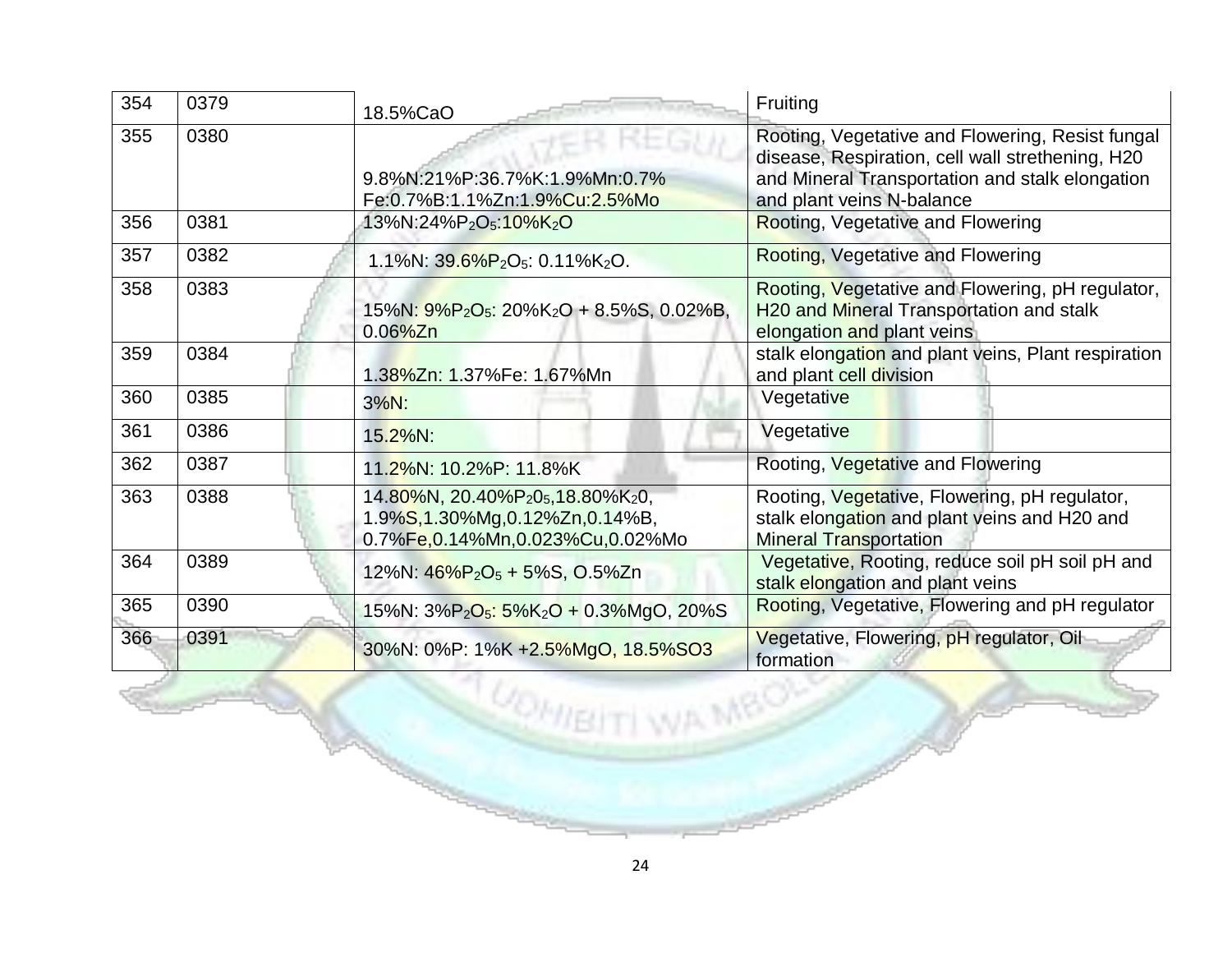| | | | |
|---|---|---|---|
| 354 | 0379 | 18.5%CaO | Fruiting |
| 355 | 0380 | 9.8%N:21%P:36.7%K:1.9%Mn:0.7% Fe:0.7%B:1.1%Zn:1.9%Cu:2.5%Mo | Rooting, Vegetative and Flowering, Resist fungal disease, Respiration, cell wall strethening, H20 and Mineral Transportation and stalk elongation and plant veins N-balance |
| 356 | 0381 | 13%N:24%$P_2O_5$:10%$K_2O$ | Rooting, Vegetative and Flowering |
| 357 | 0382 | 1.1%N: 39.6%$P_2O_5$: 0.11%$K_2O$. | Rooting, Vegetative and Flowering |
| 358 | 0383 | 15%N: 9%$P_2O_5$: 20%$K_2O$ + 8.5%S, 0.02%B, 0.06%Zn | Rooting, Vegetative and Flowering, pH regulator, H20 and Mineral Transportation and stalk elongation and plant veins |
| 359 | 0384 | 1.38%Zn: 1.37%Fe: 1.67%Mn | stalk elongation and plant veins, Plant respiration and plant cell division |
| 360 | 0385 | 3%N: | Vegetative |
| 361 | 0386 | 15.2%N: | Vegetative |
| 362 | 0387 | 11.2%N: 10.2%P: 11.8%K | Rooting, Vegetative and Flowering |
| 363 | 0388 | 14.80%N, 20.40%$P_20_5$,18.80%$K_20$, 1.9%S,1.30%Mg,0.12%Zn,0.14%B, 0.7%Fe,0.14%Mn,0.023%Cu,0.02%Mo | Rooting, Vegetative, Flowering, pH regulator, stalk elongation and plant veins and H20 and Mineral Transportation |
| 364 | 0389 | 12%N: 46%$P_2O_5$ + 5%S, O.5%Zn | Vegetative, Rooting, reduce soil pH soil pH and stalk elongation and plant veins |
| 365 | 0390 | 15%N: 3%$P_2O_5$: 5%$K_2O$ + 0.3%MgO, 20%S | Rooting, Vegetative, Flowering and pH regulator |
| 366 | 0391 | 30%N: 0%P: 1%K +2.5%MgO, 18.5%SO3 | Vegetative, Flowering, pH regulator, Oil formation |